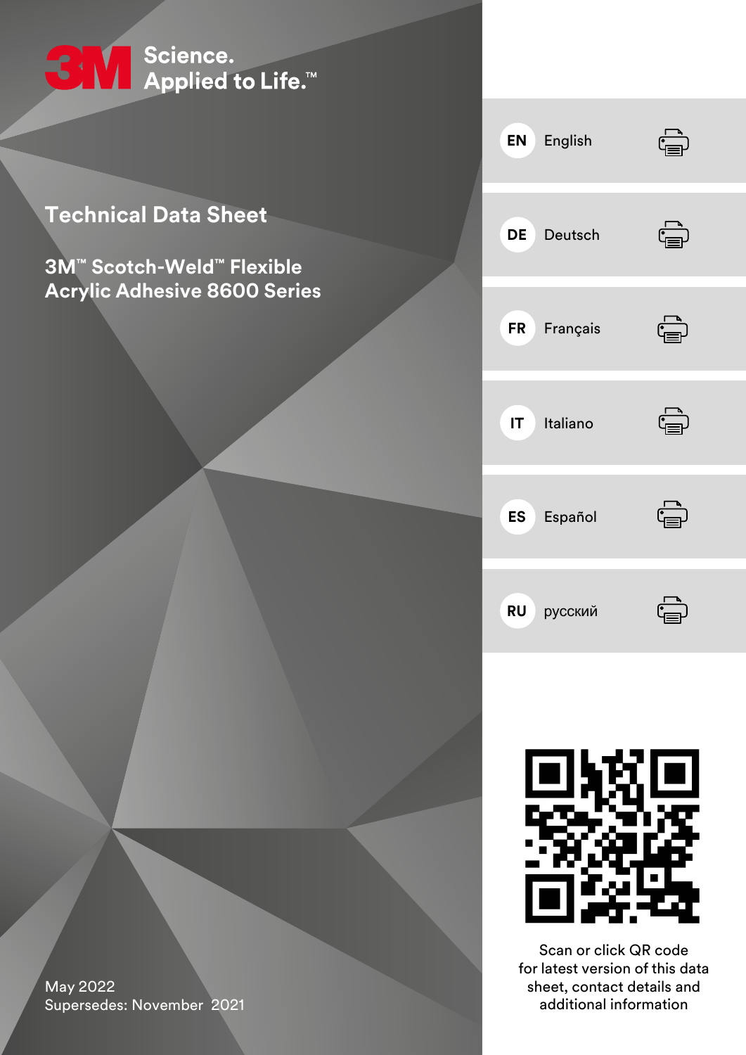3M Science. Applied to Life.™

# Technical Data Sheet

## 3M™ Scotch-Weld™ Flexible Acrylic Adhesive 8600 Series

EN English

DE Deutsch

FR Français

IT Italiano

ES Español

RU русский

Scan or click QR code for latest version of this data sheet, contact details and additional information

May 2022

Supersedes: November 2021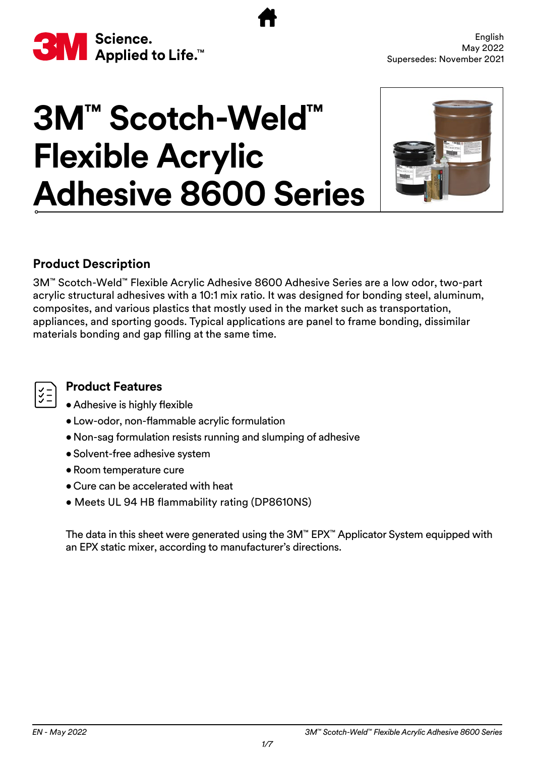English
May 2022
Supersedes: November 2021

# 3M™ Scotch-Weld™ Flexible Acrylic Adhesive 8600 Series

## Product Description

3M™ Scotch-Weld™ Flexible Acrylic Adhesive 8600 Adhesive Series are a low odor, two-part acrylic structural adhesives with a 10:1 mix ratio. It was designed for bonding steel, aluminum, composites, and various plastics that mostly used in the market such as transportation, appliances, and sporting goods. Typical applications are panel to frame bonding, dissimilar materials bonding and gap filling at the same time.

## Product Features

- Adhesive is highly flexible
- Low-odor, non-flammable acrylic formulation
- Non-sag formulation resists running and slumping of adhesive
- Solvent-free adhesive system
- Room temperature cure
- Cure can be accelerated with heat
- Meets UL 94 HB flammability rating (DP8610NS)

The data in this sheet were generated using the 3M™ EPX™ Applicator System equipped with an EPX static mixer, according to manufacturer's directions.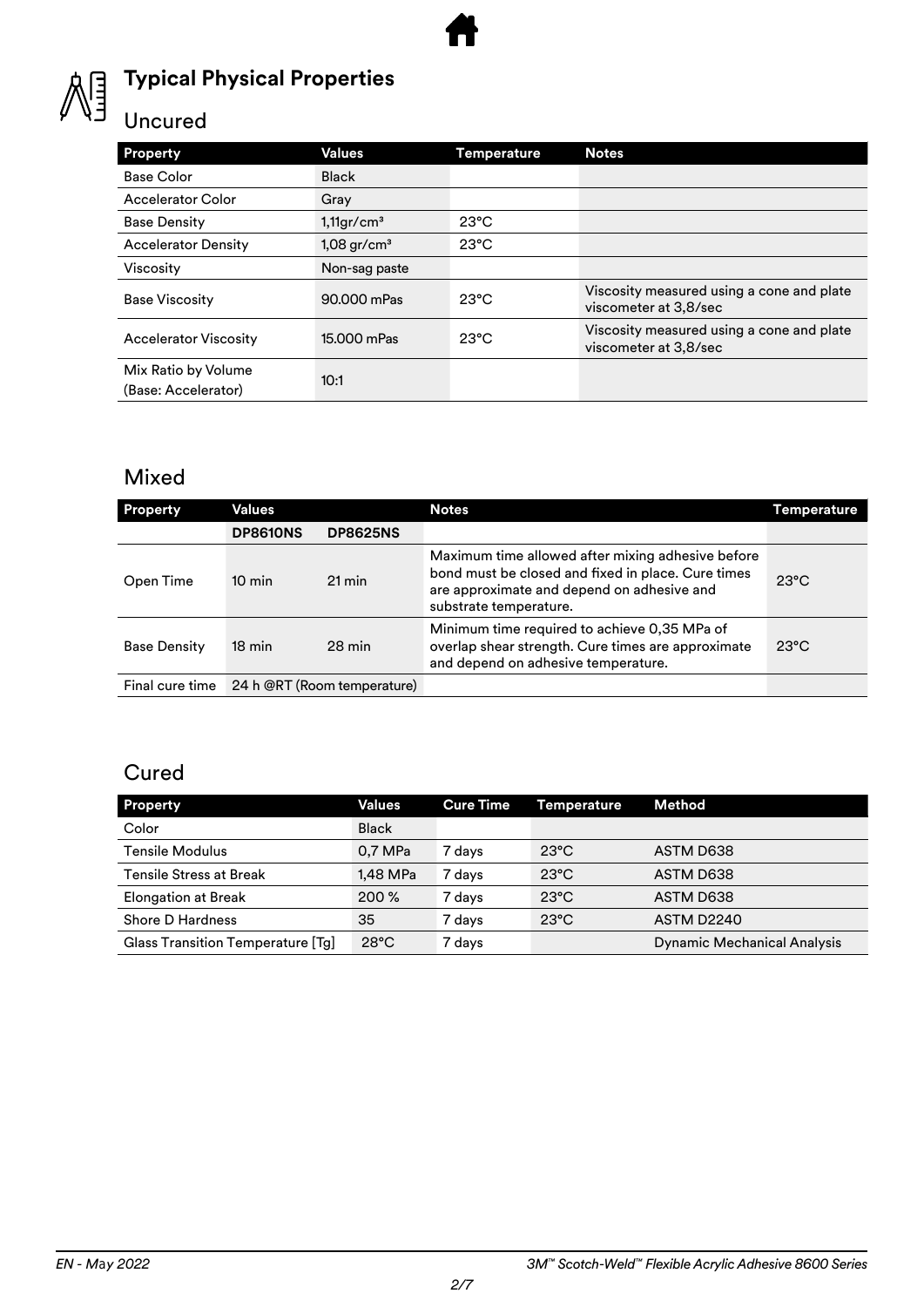## Typical Physical Properties

### Uncured

| Property | Values | Temperature | Notes |
|---|---|---|---|
| Base Color | Black | | |
| Accelerator Color | Gray | | |
| Base Density | 1,11gr/cm³ | 23°C | |
| Accelerator Density | 1,08 gr/cm³ | 23°C | |
| Viscosity | Non-sag paste | | |
| Base Viscosity | 90.000 mPas | 23°C | Viscosity measured using a cone and plate viscometer at 3,8/sec |
| Accelerator Viscosity | 15.000 mPas | 23°C | Viscosity measured using a cone and plate viscometer at 3,8/sec |
| Mix Ratio by Volume (Base: Accelerator) | 10:1 | | |

### Mixed

| Property | Values | | Notes | Temperature |
|---|---|---|---|---|
| | **DP8610NS** | **DP8625NS** | | |
| Open Time | 10 min | 21 min | Maximum time allowed after mixing adhesive before bond must be closed and fixed in place. Cure times are approximate and depend on adhesive and substrate temperature. | 23°C |
| Base Density | 18 min | 28 min | Minimum time required to achieve 0,35 MPa of overlap shear strength. Cure times are approximate and depend on adhesive temperature. | 23°C |
| Final cure time | 24 h @RT (Room temperature) | | | |

### Cured

| Property | Values | Cure Time | Temperature | Method |
|---|---|---|---|---|
| Color | Black | | | |
| Tensile Modulus | 0,7 MPa | 7 days | 23°C | ASTM D638 |
| Tensile Stress at Break | 1,48 MPa | 7 days | 23°C | ASTM D638 |
| Elongation at Break | 200 % | 7 days | 23°C | ASTM D638 |
| Shore D Hardness | 35 | 7 days | 23°C | ASTM D2240 |
| Glass Transition Temperature [Tg] | 28°C | 7 days | | Dynamic Mechanical Analysis |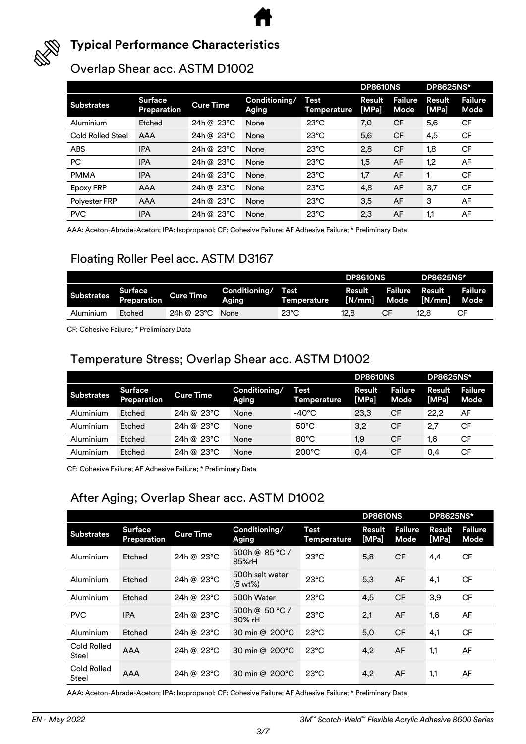## Typical Performance Characteristics

### Overlap Shear acc. ASTM D1002

| | | | | | DP8610NS | | DP8625NS* | |
|---|---|---|---|---|---|---|---|---|
| Substrates | Surface Preparation | Cure Time | Conditioning/ Aging | Test Temperature | Result [MPa] | Failure Mode | Result [MPa] | Failure Mode |
| Aluminium | Etched | 24h @ 23°C | None | 23°C | 7,0 | CF | 5,6 | CF |
| Cold Rolled Steel | AAA | 24h @ 23°C | None | 23°C | 5,6 | CF | 4,5 | CF |
| ABS | IPA | 24h @ 23°C | None | 23°C | 2,8 | CF | 1,8 | CF |
| PC | IPA | 24h @ 23°C | None | 23°C | 1,5 | AF | 1,2 | AF |
| PMMA | IPA | 24h @ 23°C | None | 23°C | 1,7 | AF | 1 | CF |
| Epoxy FRP | AAA | 24h @ 23°C | None | 23°C | 4,8 | AF | 3,7 | CF |
| Polyester FRP | AAA | 24h @ 23°C | None | 23°C | 3,5 | AF | 3 | AF |
| PVC | IPA | 24h @ 23°C | None | 23°C | 2,3 | AF | 1,1 | AF |

AAA: Aceton-Abrade-Aceton; IPA: Isopropanol; CF: Cohesive Failure; AF Adhesive Failure; * Preliminary Data

### Floating Roller Peel acc. ASTM D3167

| | | | | | DP8610NS | | DP8625NS* | |
|---|---|---|---|---|---|---|---|---|
| Substrates | Surface Preparation | Cure Time | Conditioning/ Aging | Test Temperature | Result [N/mm] | Failure Mode | Result [N/mm] | Failure Mode |
| Aluminium | Etched | 24h @ 23°C | None | 23°C | 12,8 | CF | 12,8 | CF |

CF: Cohesive Failure; * Preliminary Data

### Temperature Stress; Overlap Shear acc. ASTM D1002

| | | | | | DP8610NS | | DP8625NS* | |
|---|---|---|---|---|---|---|---|---|
| Substrates | Surface Preparation | Cure Time | Conditioning/ Aging | Test Temperature | Result [MPa] | Failure Mode | Result [MPa] | Failure Mode |
| Aluminium | Etched | 24h @ 23°C | None | -40°C | 23,3 | CF | 22,2 | AF |
| Aluminium | Etched | 24h @ 23°C | None | 50°C | 3,2 | CF | 2,7 | CF |
| Aluminium | Etched | 24h @ 23°C | None | 80°C | 1,9 | CF | 1,6 | CF |
| Aluminium | Etched | 24h @ 23°C | None | 200°C | 0,4 | CF | 0,4 | CF |

CF: Cohesive Failure; AF Adhesive Failure; * Preliminary Data

### After Aging; Overlap Shear acc. ASTM D1002

| | | | | | DP8610NS | | DP8625NS* | |
|---|---|---|---|---|---|---|---|---|
| Substrates | Surface Preparation | Cure Time | Conditioning/ Aging | Test Temperature | Result [MPa] | Failure Mode | Result [MPa] | Failure Mode |
| Aluminium | Etched | 24h @ 23°C | 500h @ 85 °C / 85%rH | 23°C | 5,8 | CF | 4,4 | CF |
| Aluminium | Etched | 24h @ 23°C | 500h salt water (5 wt%) | 23°C | 5,3 | AF | 4,1 | CF |
| Aluminium | Etched | 24h @ 23°C | 500h Water | 23°C | 4,5 | CF | 3,9 | CF |
| PVC | IPA | 24h @ 23°C | 500h @ 50 °C / 80% rH | 23°C | 2,1 | AF | 1,6 | AF |
| Aluminium | Etched | 24h @ 23°C | 30 min @ 200°C | 23°C | 5,0 | CF | 4,1 | CF |
| Cold Rolled Steel | AAA | 24h @ 23°C | 30 min @ 200°C | 23°C | 4,2 | AF | 1,1 | AF |
| Cold Rolled Steel | AAA | 24h @ 23°C | 30 min @ 200°C | 23°C | 4,2 | AF | 1,1 | AF |

AAA: Aceton-Abrade-Aceton; IPA: Isopropanol; CF: Cohesive Failure; AF Adhesive Failure; * Preliminary Data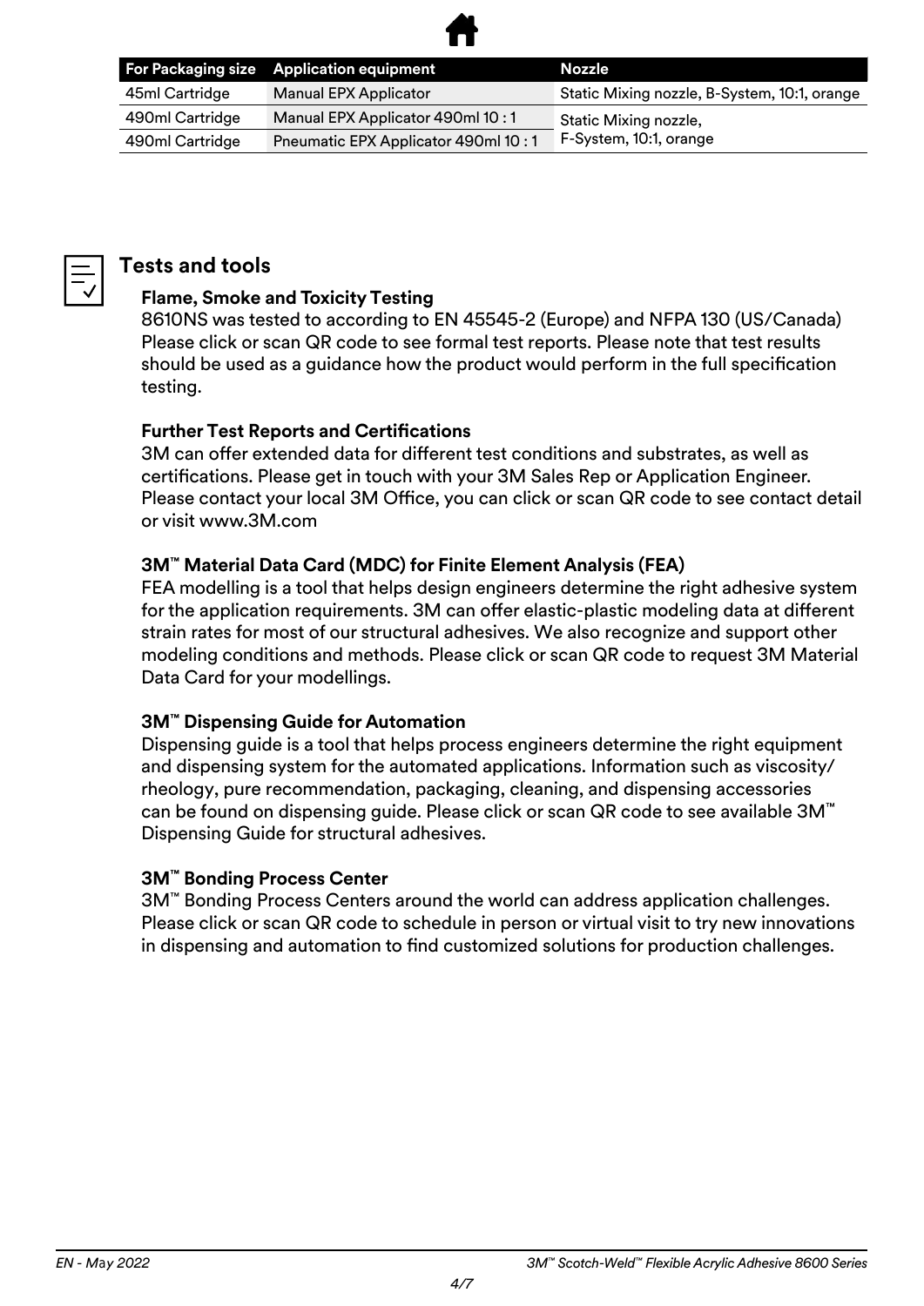| For Packaging size | Application equipment | Nozzle |
|---|---|---|
| 45ml Cartridge | Manual EPX Applicator | Static Mixing nozzle, B-System, 10:1, orange |
| 490ml Cartridge | Manual EPX Applicator 490ml 10 : 1 | Static Mixing nozzle, F-System, 10:1, orange |
| 490ml Cartridge | Pneumatic EPX Applicator 490ml 10 : 1 | |

## Tests and tools

### Flame, Smoke and Toxicity Testing

8610NS was tested to according to EN 45545-2 (Europe) and NFPA 130 (US/Canada) Please click or scan QR code to see formal test reports. Please note that test results should be used as a guidance how the product would perform in the full specification testing.

### Further Test Reports and Certifications

3M can offer extended data for different test conditions and substrates, as well as certifications. Please get in touch with your 3M Sales Rep or Application Engineer. Please contact your local 3M Office, you can click or scan QR code to see contact detail or visit www.3M.com

### 3M™ Material Data Card (MDC) for Finite Element Analysis (FEA)

FEA modelling is a tool that helps design engineers determine the right adhesive system for the application requirements. 3M can offer elastic-plastic modeling data at different strain rates for most of our structural adhesives. We also recognize and support other modeling conditions and methods. Please click or scan QR code to request 3M Material Data Card for your modellings.

### 3M™ Dispensing Guide for Automation

Dispensing guide is a tool that helps process engineers determine the right equipment and dispensing system for the automated applications. Information such as viscosity/ rheology, pure recommendation, packaging, cleaning, and dispensing accessories can be found on dispensing guide. Please click or scan QR code to see available 3M™ Dispensing Guide for structural adhesives.

### 3M™ Bonding Process Center

3M™ Bonding Process Centers around the world can address application challenges. Please click or scan QR code to schedule in person or virtual visit to try new innovations in dispensing and automation to find customized solutions for production challenges.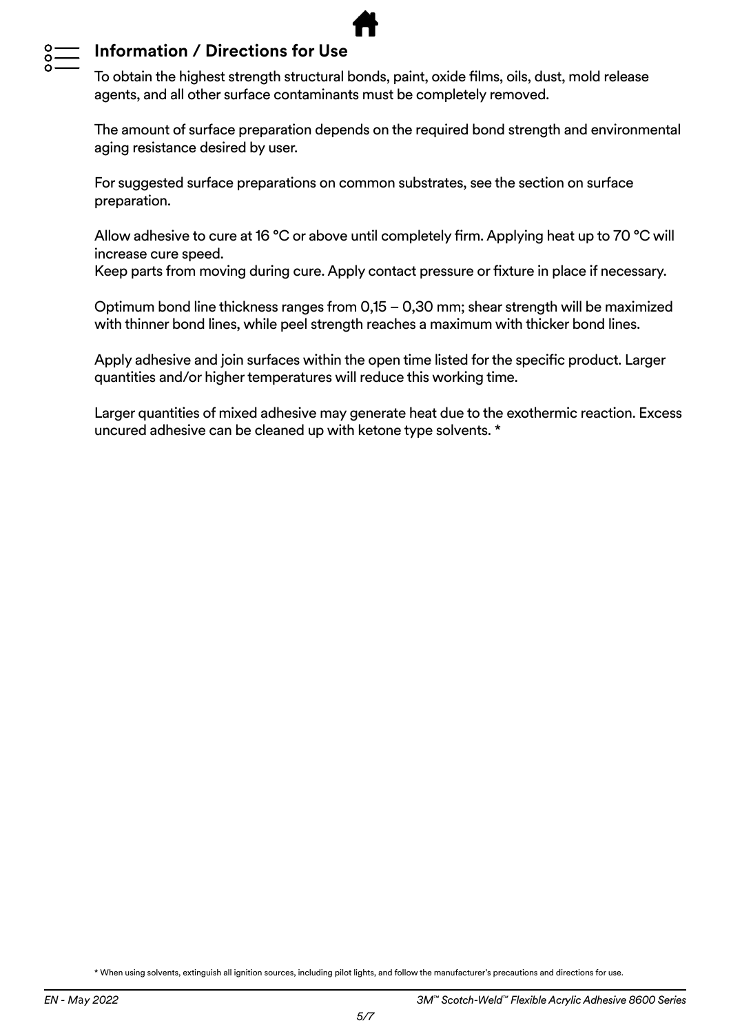## Information / Directions for Use

To obtain the highest strength structural bonds, paint, oxide films, oils, dust, mold release agents, and all other surface contaminants must be completely removed.

The amount of surface preparation depends on the required bond strength and environmental aging resistance desired by user.

For suggested surface preparations on common substrates, see the section on surface preparation.

Allow adhesive to cure at 16 °C or above until completely firm. Applying heat up to 70 °C will increase cure speed.
Keep parts from moving during cure. Apply contact pressure or fixture in place if necessary.

Optimum bond line thickness ranges from 0,15 – 0,30 mm; shear strength will be maximized with thinner bond lines, while peel strength reaches a maximum with thicker bond lines.

Apply adhesive and join surfaces within the open time listed for the specific product. Larger quantities and/or higher temperatures will reduce this working time.

Larger quantities of mixed adhesive may generate heat due to the exothermic reaction. Excess uncured adhesive can be cleaned up with ketone type solvents. *

\* When using solvents, extinguish all ignition sources, including pilot lights, and follow the manufacturer's precautions and directions for use.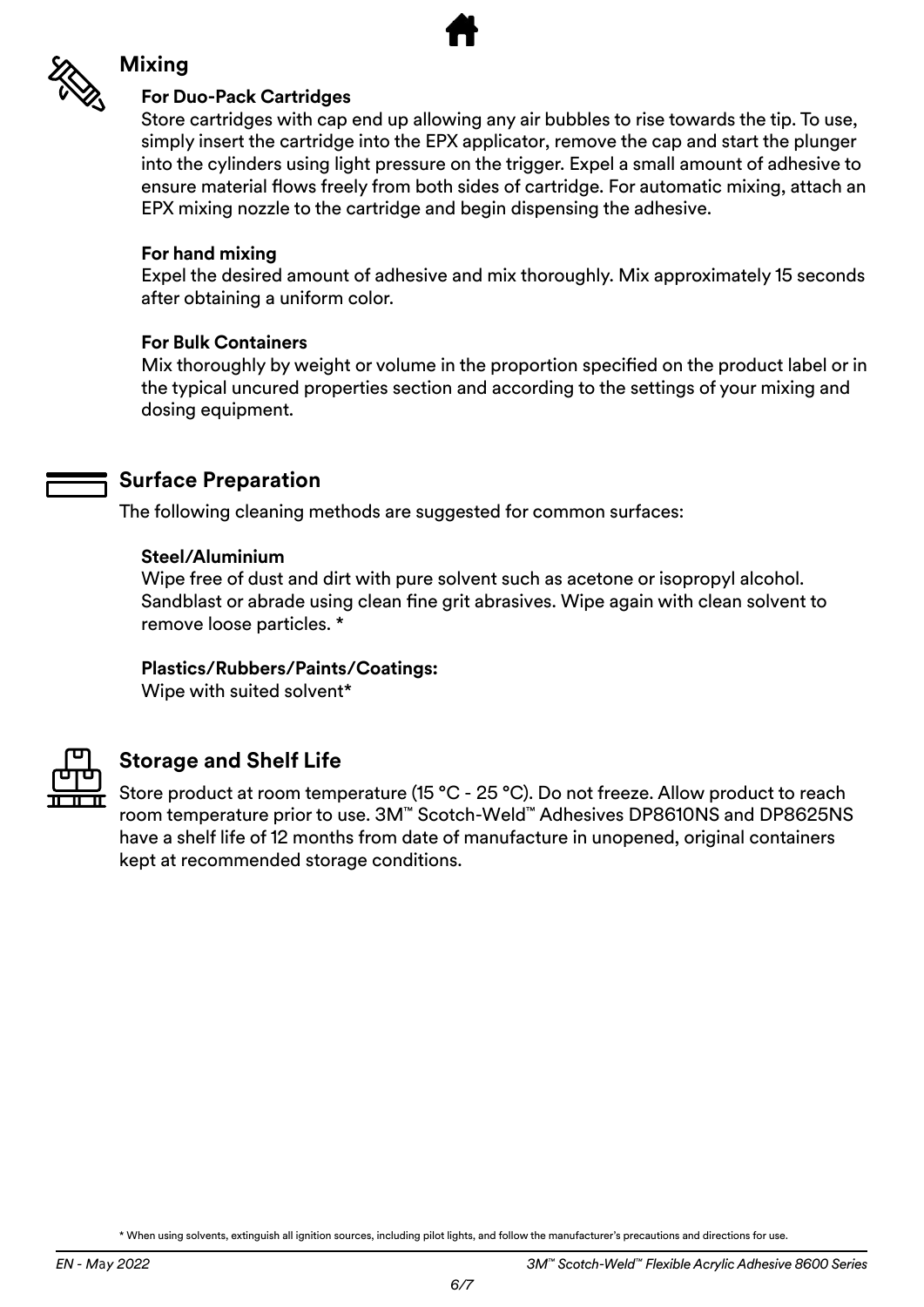## Mixing

### For Duo-Pack Cartridges

Store cartridges with cap end up allowing any air bubbles to rise towards the tip. To use, simply insert the cartridge into the EPX applicator, remove the cap and start the plunger into the cylinders using light pressure on the trigger. Expel a small amount of adhesive to ensure material flows freely from both sides of cartridge. For automatic mixing, attach an EPX mixing nozzle to the cartridge and begin dispensing the adhesive.

### For hand mixing

Expel the desired amount of adhesive and mix thoroughly. Mix approximately 15 seconds after obtaining a uniform color.

### For Bulk Containers

Mix thoroughly by weight or volume in the proportion specified on the product label or in the typical uncured properties section and according to the settings of your mixing and dosing equipment.

## Surface Preparation

The following cleaning methods are suggested for common surfaces:

### Steel/Aluminium

Wipe free of dust and dirt with pure solvent such as acetone or isopropyl alcohol. Sandblast or abrade using clean fine grit abrasives. Wipe again with clean solvent to remove loose particles. *

### Plastics/Rubbers/Paints/Coatings:

Wipe with suited solvent*

## Storage and Shelf Life

Store product at room temperature (15 °C - 25 °C). Do not freeze. Allow product to reach room temperature prior to use. 3M™ Scotch-Weld™ Adhesives DP8610NS and DP8625NS have a shelf life of 12 months from date of manufacture in unopened, original containers kept at recommended storage conditions.

* When using solvents, extinguish all ignition sources, including pilot lights, and follow the manufacturer's precautions and directions for use.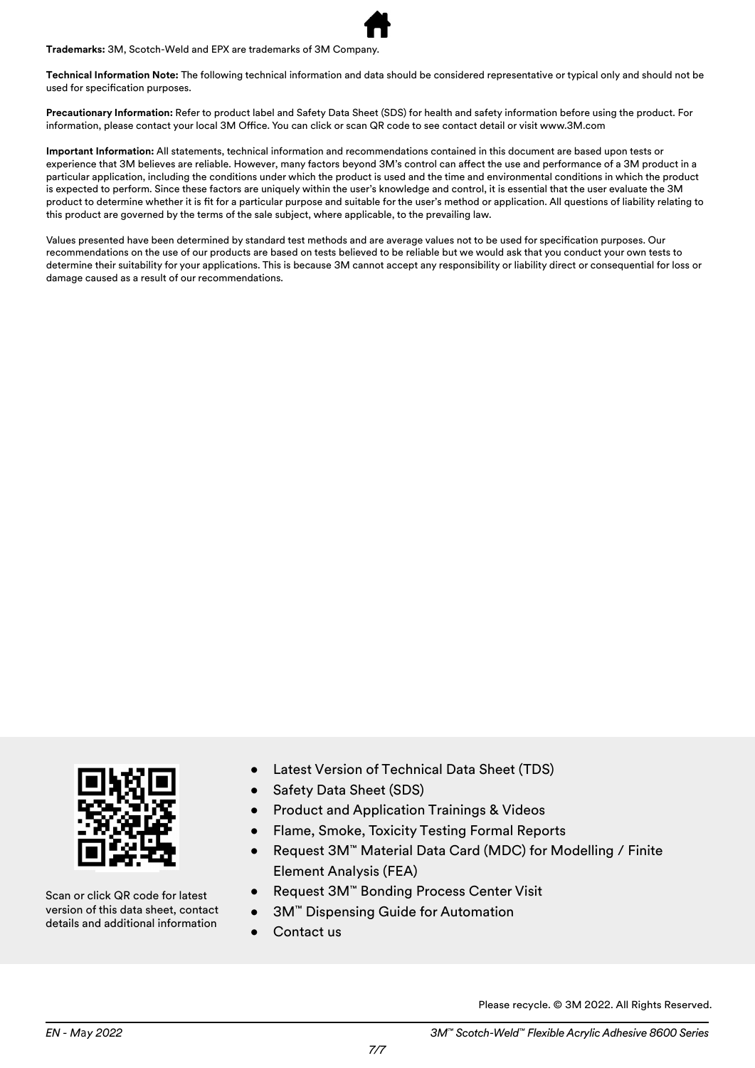**Trademarks:** 3M, Scotch-Weld and EPX are trademarks of 3M Company.

**Technical Information Note:** The following technical information and data should be considered representative or typical only and should not be used for specification purposes.

**Precautionary Information:** Refer to product label and Safety Data Sheet (SDS) for health and safety information before using the product. For information, please contact your local 3M Office. You can click or scan QR code to see contact detail or visit www.3M.com

**Important Information:** All statements, technical information and recommendations contained in this document are based upon tests or experience that 3M believes are reliable. However, many factors beyond 3M's control can affect the use and performance of a 3M product in a particular application, including the conditions under which the product is used and the time and environmental conditions in which the product is expected to perform. Since these factors are uniquely within the user's knowledge and control, it is essential that the user evaluate the 3M product to determine whether it is fit for a particular purpose and suitable for the user's method or application. All questions of liability relating to this product are governed by the terms of the sale subject, where applicable, to the prevailing law.

Values presented have been determined by standard test methods and are average values not to be used for specification purposes. Our recommendations on the use of our products are based on tests believed to be reliable but we would ask that you conduct your own tests to determine their suitability for your applications. This is because 3M cannot accept any responsibility or liability direct or consequential for loss or damage caused as a result of our recommendations.

Scan or click QR code for latest version of this data sheet, contact details and additional information

- Latest Version of Technical Data Sheet (TDS)
- Safety Data Sheet (SDS)
- Product and Application Trainings & Videos
- Flame, Smoke, Toxicity Testing Formal Reports
- Request 3M™ Material Data Card (MDC) for Modelling / Finite Element Analysis (FEA)
- Request 3M™ Bonding Process Center Visit
- 3M™ Dispensing Guide for Automation
- Contact us

Please recycle. © 3M 2022. All Rights Reserved.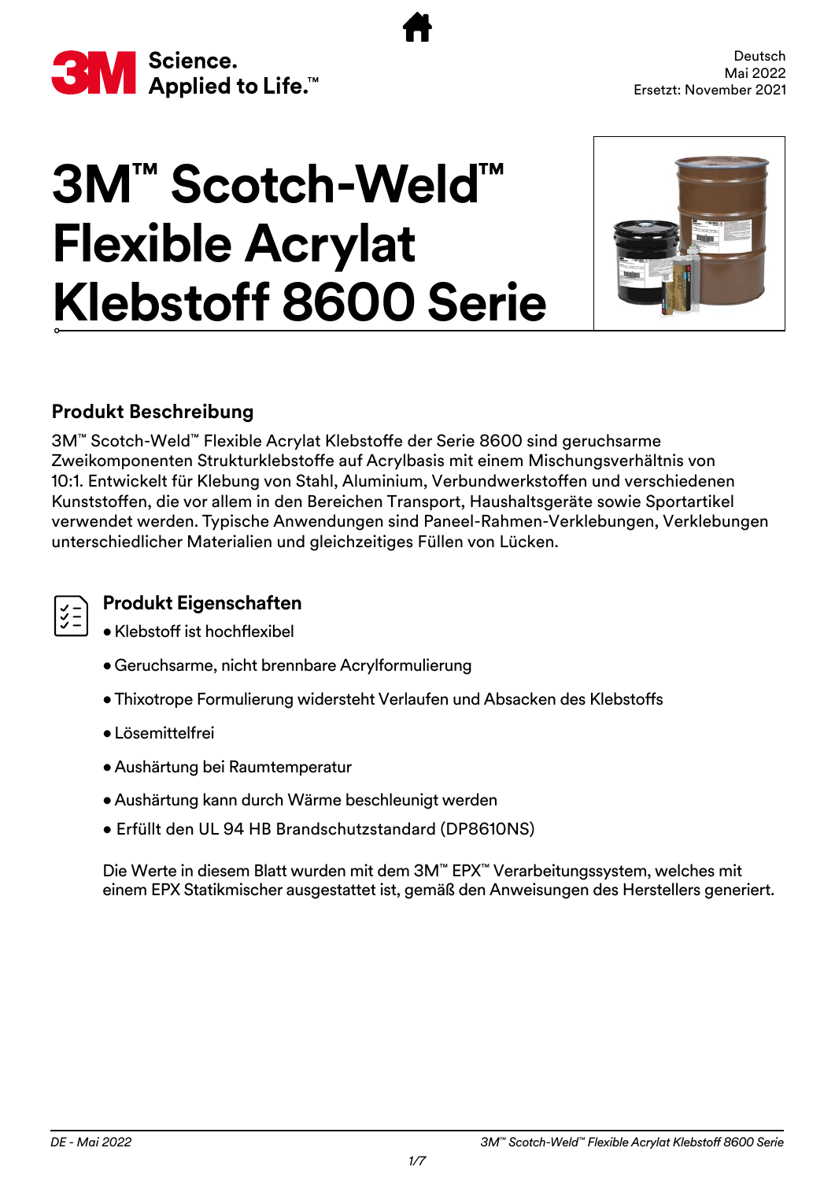Deutsch
Mai 2022
Ersetzt: November 2021

# 3M™ Scotch-Weld™ Flexible Acrylat Klebstoff 8600 Serie

## Produkt Beschreibung

3M™ Scotch-Weld™ Flexible Acrylat Klebstoffe der Serie 8600 sind geruchsarme Zweikomponenten Strukturklebstoffe auf Acrylbasis mit einem Mischungsverhältnis von 10:1. Entwickelt für Klebung von Stahl, Aluminium, Verbundwerkstoffen und verschiedenen Kunststoffen, die vor allem in den Bereichen Transport, Haushaltsgeräte sowie Sportartikel verwendet werden. Typische Anwendungen sind Paneel-Rahmen-Verklebungen, Verklebungen unterschiedlicher Materialien und gleichzeitiges Füllen von Lücken.

## Produkt Eigenschaften

- Klebstoff ist hochflexibel
- Geruchsarme, nicht brennbare Acrylformulierung
- Thixotrope Formulierung widersteht Verlaufen und Absacken des Klebstoffs
- Lösemittelfrei
- Aushärtung bei Raumtemperatur
- Aushärtung kann durch Wärme beschleunigt werden
- Erfüllt den UL 94 HB Brandschutzstandard (DP8610NS)

Die Werte in diesem Blatt wurden mit dem 3M™ EPX™ Verarbeitungssystem, welches mit einem EPX Statikmischer ausgestattet ist, gemäß den Anweisungen des Herstellers generiert.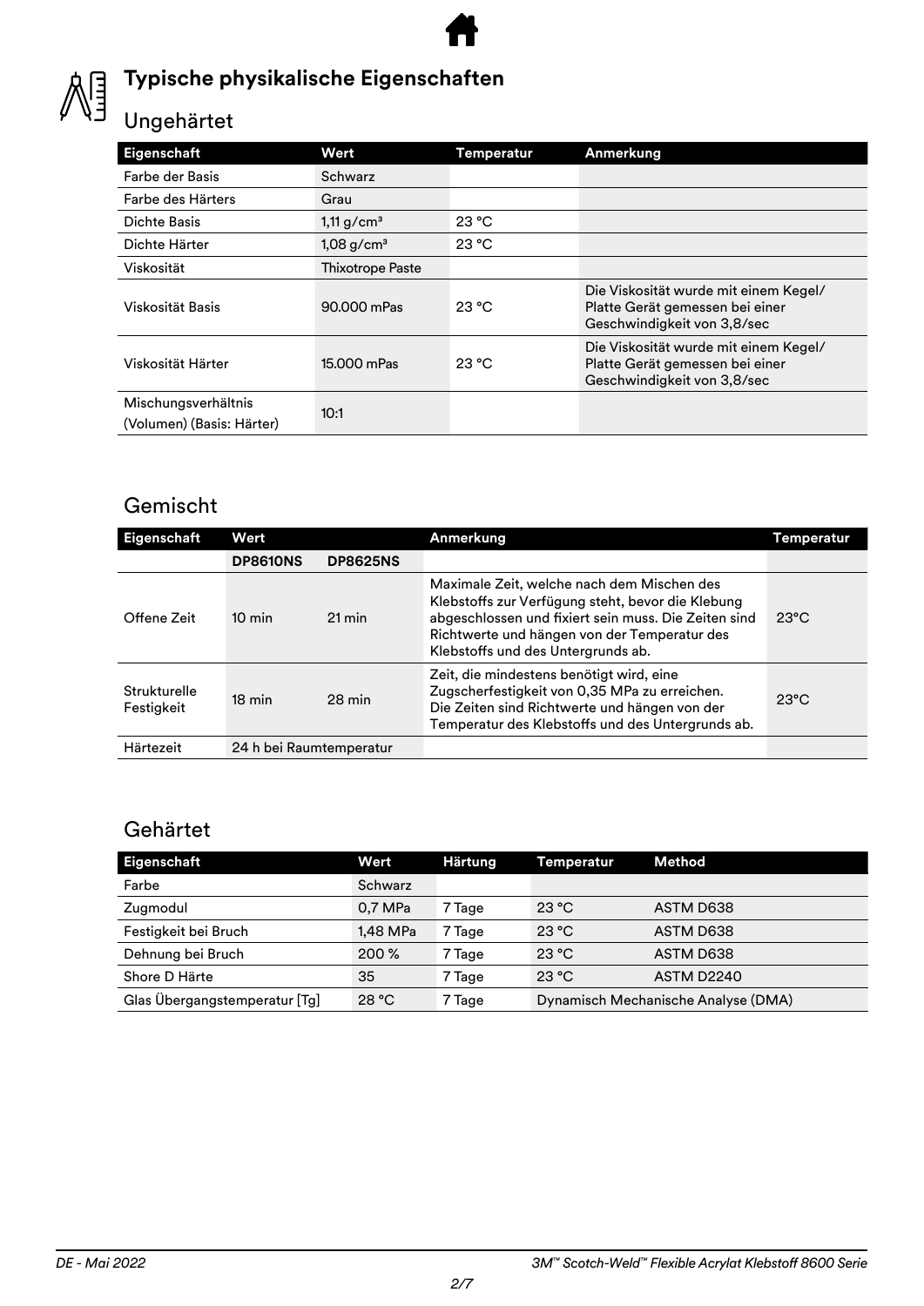## Typische physikalische Eigenschaften

### Ungehärtet

| Eigenschaft | Wert | Temperatur | Anmerkung |
| --- | --- | --- | --- |
| Farbe der Basis | Schwarz | | |
| Farbe des Härters | Grau | | |
| Dichte Basis | 1,11 g/cm³ | 23 °C | |
| Dichte Härter | 1,08 g/cm³ | 23 °C | |
| Viskosität | Thixotrope Paste | | |
| Viskosität Basis | 90.000 mPas | 23 °C | Die Viskosität wurde mit einem Kegel/ Platte Gerät gemessen bei einer Geschwindigkeit von 3,8/sec |
| Viskosität Härter | 15.000 mPas | 23 °C | Die Viskosität wurde mit einem Kegel/ Platte Gerät gemessen bei einer Geschwindigkeit von 3,8/sec |
| Mischungsverhältnis (Volumen) (Basis: Härter) | 10:1 | | |

### Gemischt

| Eigenschaft | Wert | | Anmerkung | Temperatur |
| --- | --- | --- | --- | --- |
| | **DP8610NS** | **DP8625NS** | | |
| Offene Zeit | 10 min | 21 min | Maximale Zeit, welche nach dem Mischen des Klebstoffs zur Verfügung steht, bevor die Klebung abgeschlossen und fixiert sein muss. Die Zeiten sind Richtwerte und hängen von der Temperatur des Klebstoffs und des Untergrunds ab. | 23°C |
| Strukturelle Festigkeit | 18 min | 28 min | Zeit, die mindestens benötigt wird, eine Zugscherfestigkeit von 0,35 MPa zu erreichen. Die Zeiten sind Richtwerte und hängen von der Temperatur des Klebstoffs und des Untergrunds ab. | 23°C |
| Härtezeit | 24 h bei Raumtemperatur | | | |

### Gehärtet

| Eigenschaft | Wert | Härtung | Temperatur | Method |
| --- | --- | --- | --- | --- |
| Farbe | Schwarz | | | |
| Zugmodul | 0,7 MPa | 7 Tage | 23 °C | ASTM D638 |
| Festigkeit bei Bruch | 1,48 MPa | 7 Tage | 23 °C | ASTM D638 |
| Dehnung bei Bruch | 200 % | 7 Tage | 23 °C | ASTM D638 |
| Shore D Härte | 35 | 7 Tage | 23 °C | ASTM D2240 |
| Glas Übergangstemperatur [Tg] | 28 °C | 7 Tage | Dynamisch Mechanische Analyse (DMA) | |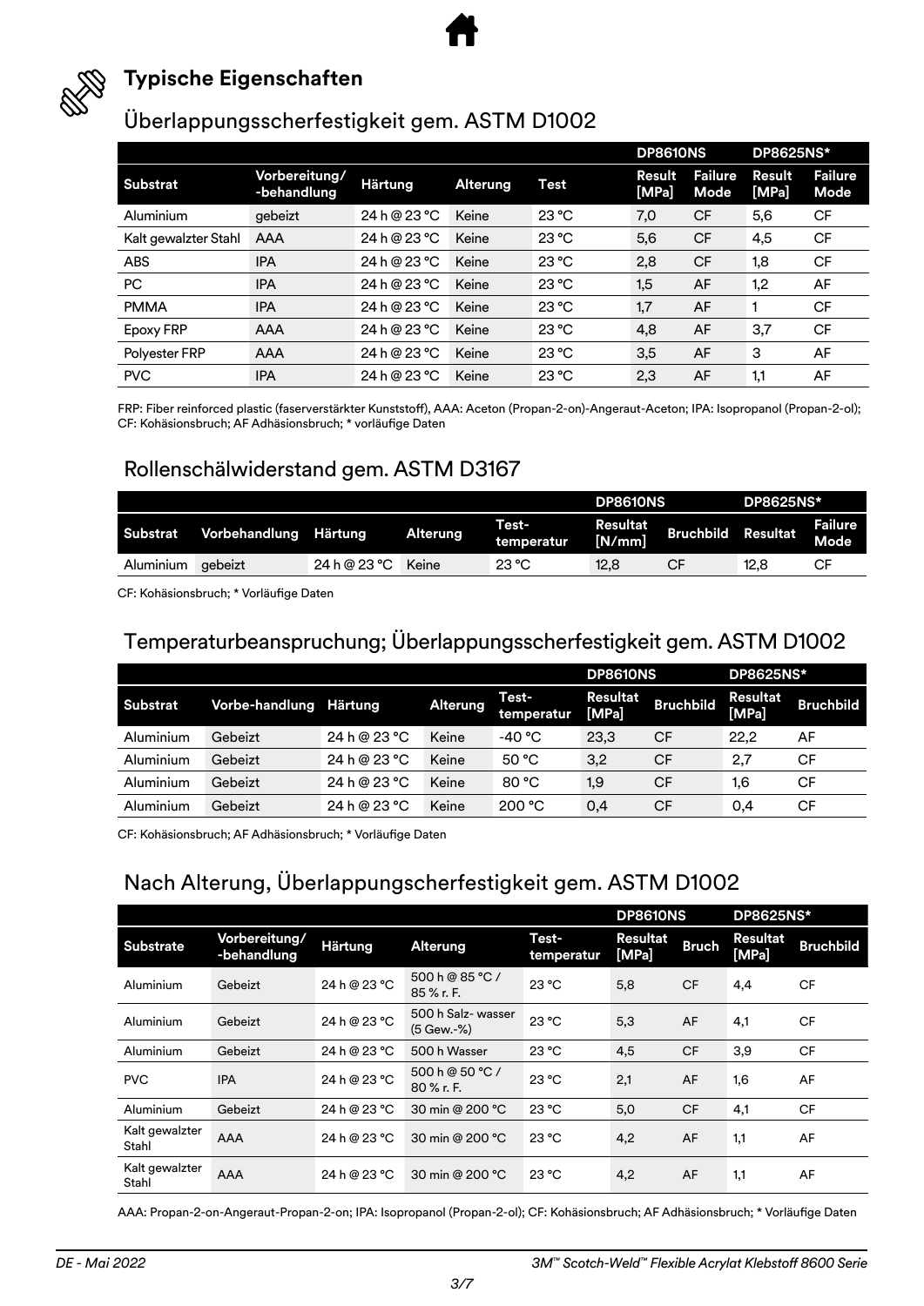## Typische Eigenschaften

### Überlappungsscherfestigkeit gem. ASTM D1002

| | | | | | DP8610NS | | DP8625NS* | |
|---|---|---|---|---|---|---|---|---|
| Substrat | Vorbereitung/ -behandlung | Härtung | Alterung | Test | Result [MPa] | Failure Mode | Result [MPa] | Failure Mode |
| Aluminium | gebeizt | 24 h @ 23 °C | Keine | 23 °C | 7,0 | CF | 5,6 | CF |
| Kalt gewalzter Stahl | AAA | 24 h @ 23 °C | Keine | 23 °C | 5,6 | CF | 4,5 | CF |
| ABS | IPA | 24 h @ 23 °C | Keine | 23 °C | 2,8 | CF | 1,8 | CF |
| PC | IPA | 24 h @ 23 °C | Keine | 23 °C | 1,5 | AF | 1,2 | AF |
| PMMA | IPA | 24 h @ 23 °C | Keine | 23 °C | 1,7 | AF | 1 | CF |
| Epoxy FRP | AAA | 24 h @ 23 °C | Keine | 23 °C | 4,8 | AF | 3,7 | CF |
| Polyester FRP | AAA | 24 h @ 23 °C | Keine | 23 °C | 3,5 | AF | 3 | AF |
| PVC | IPA | 24 h @ 23 °C | Keine | 23 °C | 2,3 | AF | 1,1 | AF |

FRP: Fiber reinforced plastic (faserverstärkter Kunststoff), AAA: Aceton (Propan-2-on)-Angeraut-Aceton; IPA: Isopropanol (Propan-2-ol); CF: Kohäsionsbruch; AF Adhäsionsbruch; * vorläufige Daten

### Rollenschälwiderstand gem. ASTM D3167

| | | | | | DP8610NS | | DP8625NS* | |
|---|---|---|---|---|---|---|---|---|
| Substrat | Vorbehandlung | Härtung | Alterung | Test-temperatur | Resultat [N/mm] | Bruchbild | Resultat | Failure Mode |
| Aluminium | gebeizt | 24 h @ 23 °C | Keine | 23 °C | 12,8 | CF | 12,8 | CF |

CF: Kohäsionsbruch; * Vorläufige Daten

### Temperaturbeanspruchung; Überlappungsscherfestigkeit gem. ASTM D1002

| | | | | | DP8610NS | | DP8625NS* | |
|---|---|---|---|---|---|---|---|---|
| Substrat | Vorbe-handlung | Härtung | Alterung | Test-temperatur | Resultat [MPa] | Bruchbild | Resultat [MPa] | Bruchbild |
| Aluminium | Gebeizt | 24 h @ 23 °C | Keine | -40 °C | 23,3 | CF | 22,2 | AF |
| Aluminium | Gebeizt | 24 h @ 23 °C | Keine | 50 °C | 3,2 | CF | 2,7 | CF |
| Aluminium | Gebeizt | 24 h @ 23 °C | Keine | 80 °C | 1,9 | CF | 1,6 | CF |
| Aluminium | Gebeizt | 24 h @ 23 °C | Keine | 200 °C | 0,4 | CF | 0,4 | CF |

CF: Kohäsionsbruch; AF Adhäsionsbruch; * Vorläufige Daten

### Nach Alterung, Überlappungscherfestigkeit gem. ASTM D1002

| | | | | | DP8610NS | | DP8625NS* | |
|---|---|---|---|---|---|---|---|---|
| Substrate | Vorbereitung/ -behandlung | Härtung | Alterung | Test-temperatur | Resultat [MPa] | Bruch | Resultat [MPa] | Bruchbild |
| Aluminium | Gebeizt | 24 h @ 23 °C | 500 h @ 85 °C / 85 % r. F. | 23 °C | 5,8 | CF | 4,4 | CF |
| Aluminium | Gebeizt | 24 h @ 23 °C | 500 h Salz- wasser (5 Gew.-%) | 23 °C | 5,3 | AF | 4,1 | CF |
| Aluminium | Gebeizt | 24 h @ 23 °C | 500 h Wasser | 23 °C | 4,5 | CF | 3,9 | CF |
| PVC | IPA | 24 h @ 23 °C | 500 h @ 50 °C / 80 % r. F. | 23 °C | 2,1 | AF | 1,6 | AF |
| Aluminium | Gebeizt | 24 h @ 23 °C | 30 min @ 200 °C | 23 °C | 5,0 | CF | 4,1 | CF |
| Kalt gewalzter Stahl | AAA | 24 h @ 23 °C | 30 min @ 200 °C | 23 °C | 4,2 | AF | 1,1 | AF |
| Kalt gewalzter Stahl | AAA | 24 h @ 23 °C | 30 min @ 200 °C | 23 °C | 4,2 | AF | 1,1 | AF |

AAA: Propan-2-on-Angeraut-Propan-2-on; IPA: Isopropanol (Propan-2-ol); CF: Kohäsionsbruch; AF Adhäsionsbruch; * Vorläufige Daten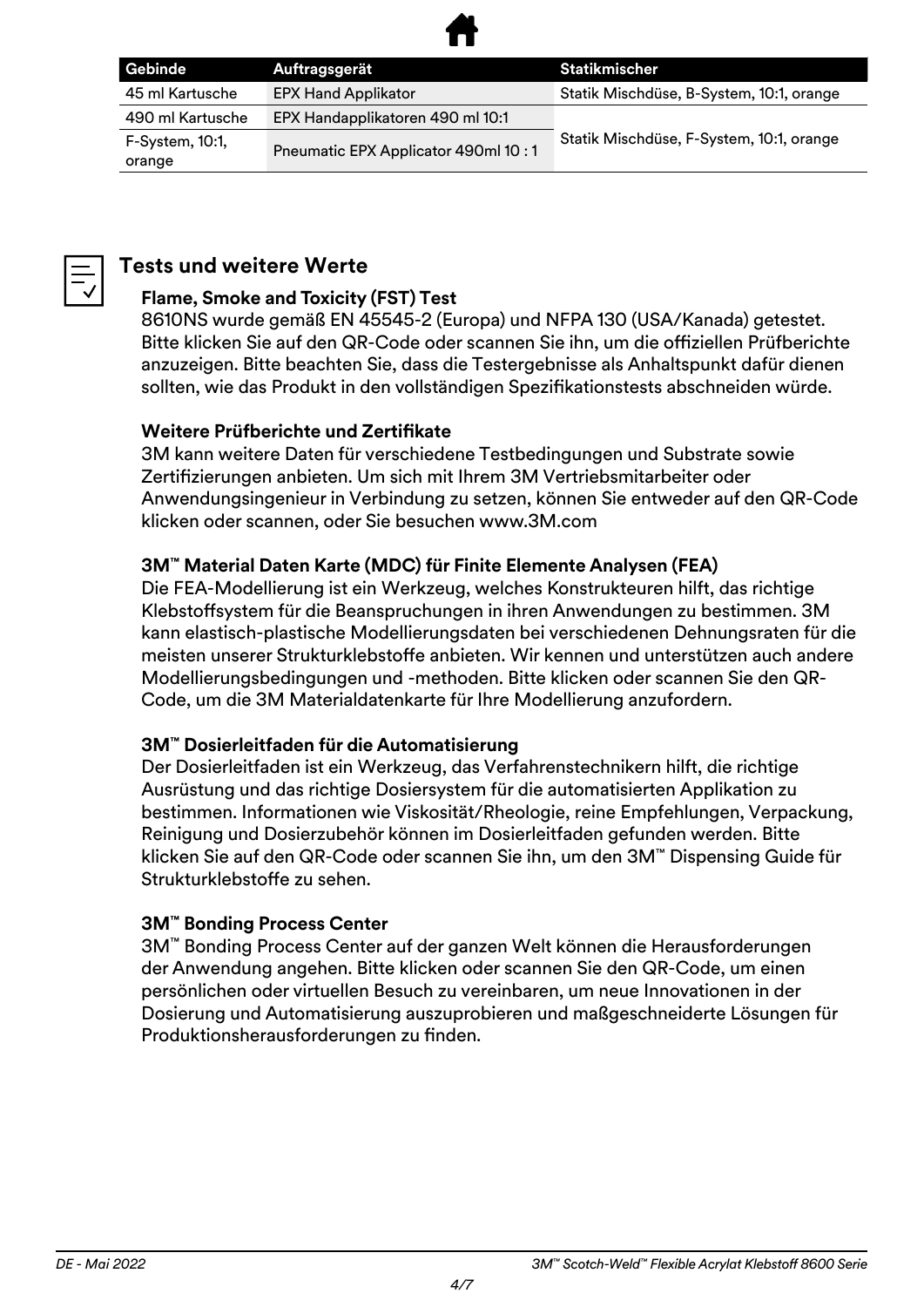| Gebinde | Auftragsgerät | Statikmischer |
| --- | --- | --- |
| 45 ml Kartusche | EPX Hand Applikator | Statik Mischdüse, B-System, 10:1, orange |
| 490 ml Kartusche | EPX Handapplikatoren 490 ml 10:1 | Statik Mischdüse, F-System, 10:1, orange |
| F-System, 10:1, orange | Pneumatic EPX Applicator 490ml 10 : 1 | |

## Tests und weitere Werte

### Flame, Smoke and Toxicity (FST) Test

8610NS wurde gemäß EN 45545-2 (Europa) und NFPA 130 (USA/Kanada) getestet. Bitte klicken Sie auf den QR-Code oder scannen Sie ihn, um die offiziellen Prüfberichte anzuzeigen. Bitte beachten Sie, dass die Testergebnisse als Anhaltspunkt dafür dienen sollten, wie das Produkt in den vollständigen Spezifikationstests abschneiden würde.

### Weitere Prüfberichte und Zertifikate

3M kann weitere Daten für verschiedene Testbedingungen und Substrate sowie Zertifizierungen anbieten. Um sich mit Ihrem 3M Vertriebsmitarbeiter oder Anwendungsingenieur in Verbindung zu setzen, können Sie entweder auf den QR-Code klicken oder scannen, oder Sie besuchen www.3M.com

### 3M™ Material Daten Karte (MDC) für Finite Elemente Analysen (FEA)

Die FEA-Modellierung ist ein Werkzeug, welches Konstrukteuren hilft, das richtige Klebstoffsystem für die Beanspruchungen in ihren Anwendungen zu bestimmen. 3M kann elastisch-plastische Modellierungsdaten bei verschiedenen Dehnungsraten für die meisten unserer Strukturklebstoffe anbieten. Wir kennen und unterstützen auch andere Modellierungsbedingungen und -methoden. Bitte klicken oder scannen Sie den QR-Code, um die 3M Materialdatenkarte für Ihre Modellierung anzufordern.

### 3M™ Dosierleitfaden für die Automatisierung

Der Dosierleitfaden ist ein Werkzeug, das Verfahrenstechnikern hilft, die richtige Ausrüstung und das richtige Dosiersystem für die automatisierten Applikation zu bestimmen. Informationen wie Viskosität/Rheologie, reine Empfehlungen, Verpackung, Reinigung und Dosierzubehör können im Dosierleitfaden gefunden werden. Bitte klicken Sie auf den QR-Code oder scannen Sie ihn, um den 3M™ Dispensing Guide für Strukturklebstoffe zu sehen.

### 3M™ Bonding Process Center

3M™ Bonding Process Center auf der ganzen Welt können die Herausforderungen der Anwendung angehen. Bitte klicken oder scannen Sie den QR-Code, um einen persönlichen oder virtuellen Besuch zu vereinbaren, um neue Innovationen in der Dosierung und Automatisierung auszuprobieren und maßgeschneiderte Lösungen für Produktionsherausforderungen zu finden.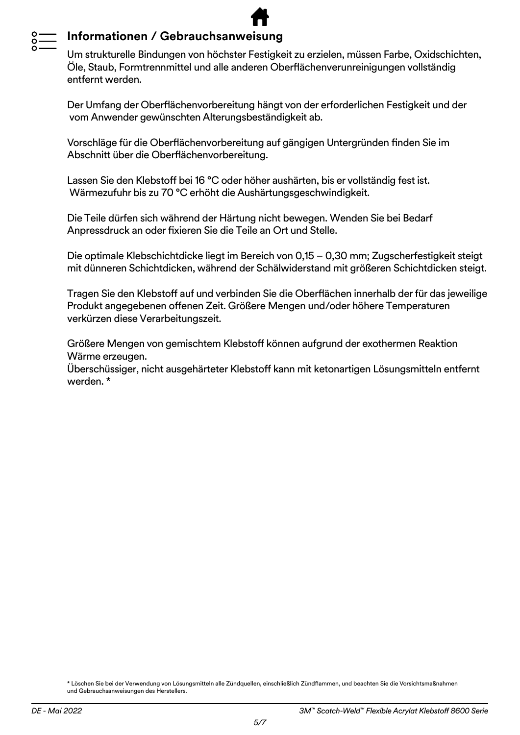## Informationen / Gebrauchsanweisung

Um strukturelle Bindungen von höchster Festigkeit zu erzielen, müssen Farbe, Oxidschichten, Öle, Staub, Formtrennmittel und alle anderen Oberflächenverunreinigungen vollständig entfernt werden.

Der Umfang der Oberflächenvorbereitung hängt von der erforderlichen Festigkeit und der vom Anwender gewünschten Alterungsbeständigkeit ab.

Vorschläge für die Oberflächenvorbereitung auf gängigen Untergründen finden Sie im Abschnitt über die Oberflächenvorbereitung.

Lassen Sie den Klebstoff bei 16 °C oder höher aushärten, bis er vollständig fest ist. Wärmezufuhr bis zu 70 °C erhöht die Aushärtungsgeschwindigkeit.

Die Teile dürfen sich während der Härtung nicht bewegen. Wenden Sie bei Bedarf Anpressdruck an oder fixieren Sie die Teile an Ort und Stelle.

Die optimale Klebschichtdicke liegt im Bereich von 0,15 – 0,30 mm; Zugscherfestigkeit steigt mit dünneren Schichtdicken, während der Schälwiderstand mit größeren Schichtdicken steigt.

Tragen Sie den Klebstoff auf und verbinden Sie die Oberflächen innerhalb der für das jeweilige Produkt angegebenen offenen Zeit. Größere Mengen und/oder höhere Temperaturen verkürzen diese Verarbeitungszeit.

Größere Mengen von gemischtem Klebstoff können aufgrund der exothermen Reaktion Wärme erzeugen.
Überschüssiger, nicht ausgehärteter Klebstoff kann mit ketonartigen Lösungsmitteln entfernt werden. *

* Löschen Sie bei der Verwendung von Lösungsmitteln alle Zündquellen, einschließlich Zündflammen, und beachten Sie die Vorsichtsmaßnahmen und Gebrauchsanweisungen des Herstellers.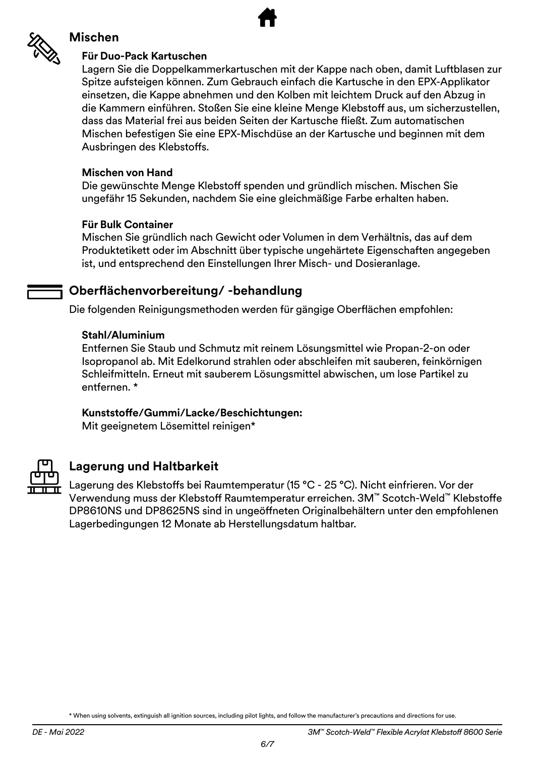## Mischen

### Für Duo-Pack Kartuschen

Lagern Sie die Doppelkammerkartuschen mit der Kappe nach oben, damit Luftblasen zur Spitze aufsteigen können. Zum Gebrauch einfach die Kartusche in den EPX-Applikator einsetzen, die Kappe abnehmen und den Kolben mit leichtem Druck auf den Abzug in die Kammern einführen. Stoßen Sie eine kleine Menge Klebstoff aus, um sicherzustellen, dass das Material frei aus beiden Seiten der Kartusche fließt. Zum automatischen Mischen befestigen Sie eine EPX-Mischdüse an der Kartusche und beginnen mit dem Ausbringen des Klebstoffs.

### Mischen von Hand

Die gewünschte Menge Klebstoff spenden und gründlich mischen. Mischen Sie ungefähr 15 Sekunden, nachdem Sie eine gleichmäßige Farbe erhalten haben.

### Für Bulk Container

Mischen Sie gründlich nach Gewicht oder Volumen in dem Verhältnis, das auf dem Produktetikett oder im Abschnitt über typische ungehärtete Eigenschaften angegeben ist, und entsprechend den Einstellungen Ihrer Misch- und Dosieranlage.

## Oberflächenvorbereitung/ -behandlung

Die folgenden Reinigungsmethoden werden für gängige Oberflächen empfohlen:

### Stahl/Aluminium

Entfernen Sie Staub und Schmutz mit reinem Lösungsmittel wie Propan-2-on oder Isopropanol ab. Mit Edelkorund strahlen oder abschleifen mit sauberen, feinkörnigen Schleifmitteln. Erneut mit sauberem Lösungsmittel abwischen, um lose Partikel zu entfernen. *

### Kunststoffe/Gummi/Lacke/Beschichtungen:

Mit geeignetem Lösemittel reinigen*

## Lagerung und Haltbarkeit

Lagerung des Klebstoffs bei Raumtemperatur (15 °C - 25 °C). Nicht einfrieren. Vor der Verwendung muss der Klebstoff Raumtemperatur erreichen. 3M™ Scotch-Weld™ Klebstoffe DP8610NS und DP8625NS sind in ungeöffneten Originalbehältern unter den empfohlenen Lagerbedingungen 12 Monate ab Herstellungsdatum haltbar.

* When using solvents, extinguish all ignition sources, including pilot lights, and follow the manufacturer's precautions and directions for use.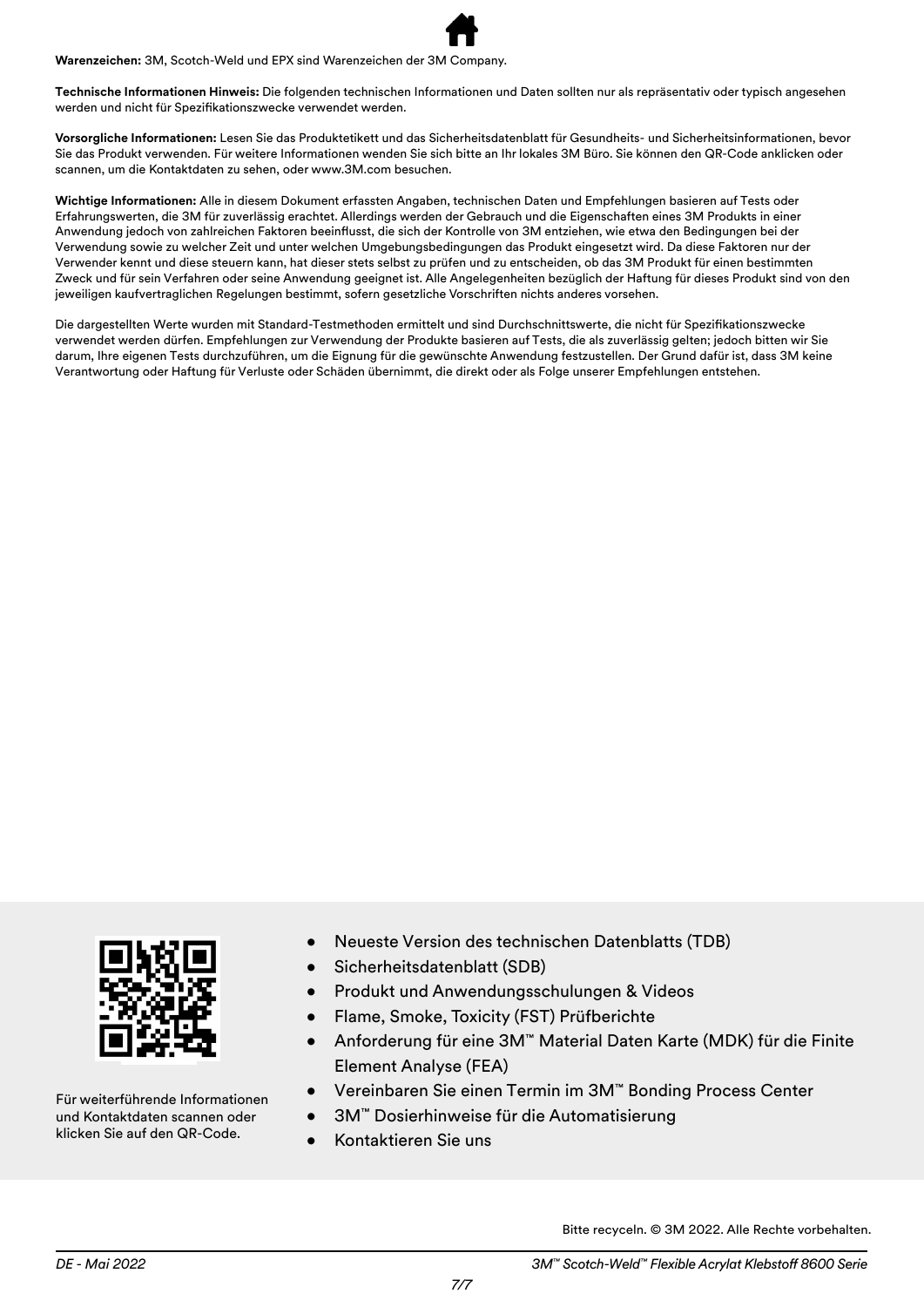**Warenzeichen:** 3M, Scotch-Weld und EPX sind Warenzeichen der 3M Company.

**Technische Informationen Hinweis:** Die folgenden technischen Informationen und Daten sollten nur als repräsentativ oder typisch angesehen werden und nicht für Spezifikationszwecke verwendet werden.

**Vorsorgliche Informationen:** Lesen Sie das Produktetikett und das Sicherheitsdatenblatt für Gesundheits- und Sicherheitsinformationen, bevor Sie das Produkt verwenden. Für weitere Informationen wenden Sie sich bitte an Ihr lokales 3M Büro. Sie können den QR-Code anklicken oder scannen, um die Kontaktdaten zu sehen, oder www.3M.com besuchen.

**Wichtige Informationen:** Alle in diesem Dokument erfassten Angaben, technischen Daten und Empfehlungen basieren auf Tests oder Erfahrungswerten, die 3M für zuverlässig erachtet. Allerdings werden der Gebrauch und die Eigenschaften eines 3M Produkts in einer Anwendung jedoch von zahlreichen Faktoren beeinflusst, die sich der Kontrolle von 3M entziehen, wie etwa den Bedingungen bei der Verwendung sowie zu welcher Zeit und unter welchen Umgebungsbedingungen das Produkt eingesetzt wird. Da diese Faktoren nur der Verwender kennt und diese steuern kann, hat dieser stets selbst zu prüfen und zu entscheiden, ob das 3M Produkt für einen bestimmten Zweck und für sein Verfahren oder seine Anwendung geeignet ist. Alle Angelegenheiten bezüglich der Haftung für dieses Produkt sind von den jeweiligen kaufvertraglichen Regelungen bestimmt, sofern gesetzliche Vorschriften nichts anderes vorsehen.

Die dargestellten Werte wurden mit Standard-Testmethoden ermittelt und sind Durchschnittswerte, die nicht für Spezifikationszwecke verwendet werden dürfen. Empfehlungen zur Verwendung der Produkte basieren auf Tests, die als zuverlässig gelten; jedoch bitten wir Sie darum, Ihre eigenen Tests durchzuführen, um die Eignung für die gewünschte Anwendung festzustellen. Der Grund dafür ist, dass 3M keine Verantwortung oder Haftung für Verluste oder Schäden übernimmt, die direkt oder als Folge unserer Empfehlungen entstehen.

Für weiterführende Informationen und Kontaktdaten scannen oder klicken Sie auf den QR-Code.

- Neueste Version des technischen Datenblatts (TDB)
- Sicherheitsdatenblatt (SDB)
- Produkt und Anwendungsschulungen & Videos
- Flame, Smoke, Toxicity (FST) Prüfberichte
- Anforderung für eine 3M™ Material Daten Karte (MDK) für die Finite Element Analyse (FEA)
- Vereinbaren Sie einen Termin im 3M™ Bonding Process Center
- 3M™ Dosierhinweise für die Automatisierung
- Kontaktieren Sie uns

Bitte recyceln. © 3M 2022. Alle Rechte vorbehalten.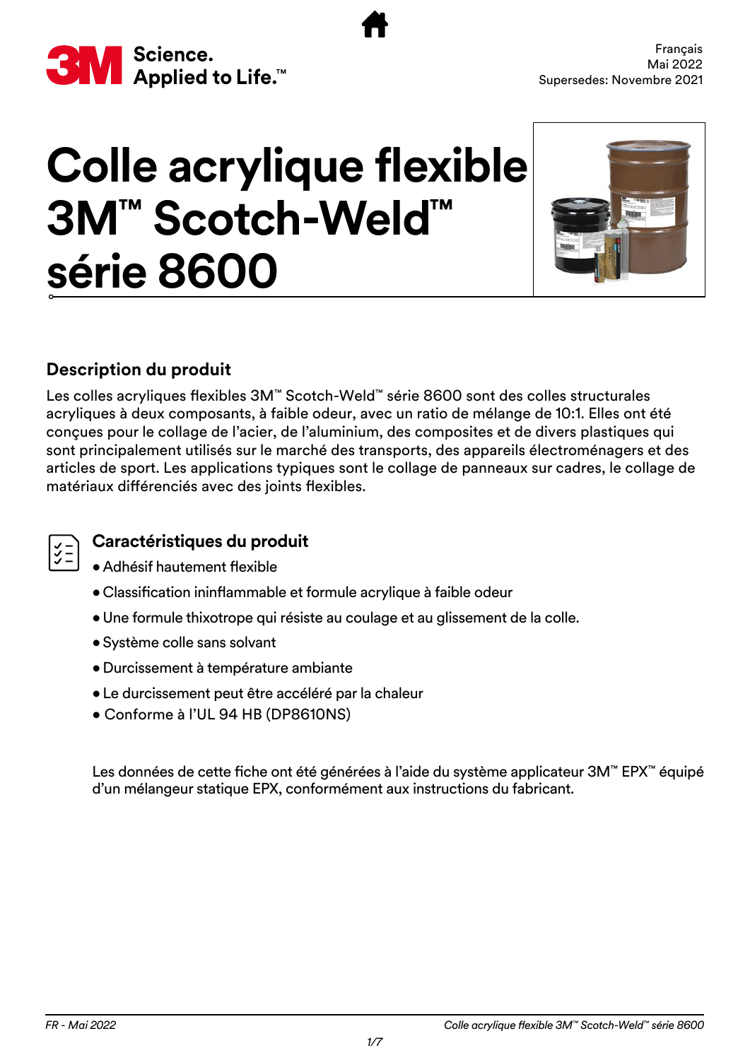Français
Mai 2022
Supersedes: Novembre 2021

# Colle acrylique flexible 3M™ Scotch-Weld™ série 8600

## Description du produit

Les colles acryliques flexibles 3M™ Scotch-Weld™ série 8600 sont des colles structurales acryliques à deux composants, à faible odeur, avec un ratio de mélange de 10:1. Elles ont été conçues pour le collage de l'acier, de l'aluminium, des composites et de divers plastiques qui sont principalement utilisés sur le marché des transports, des appareils électroménagers et des articles de sport. Les applications typiques sont le collage de panneaux sur cadres, le collage de matériaux différenciés avec des joints flexibles.

## Caractéristiques du produit

- Adhésif hautement flexible
- Classification ininflammable et formule acrylique à faible odeur
- Une formule thixotrope qui résiste au coulage et au glissement de la colle.
- Système colle sans solvant
- Durcissement à température ambiante
- Le durcissement peut être accéléré par la chaleur
- Conforme à l'UL 94 HB (DP8610NS)

Les données de cette fiche ont été générées à l'aide du système applicateur 3M™ EPX™ équipé d'un mélangeur statique EPX, conformément aux instructions du fabricant.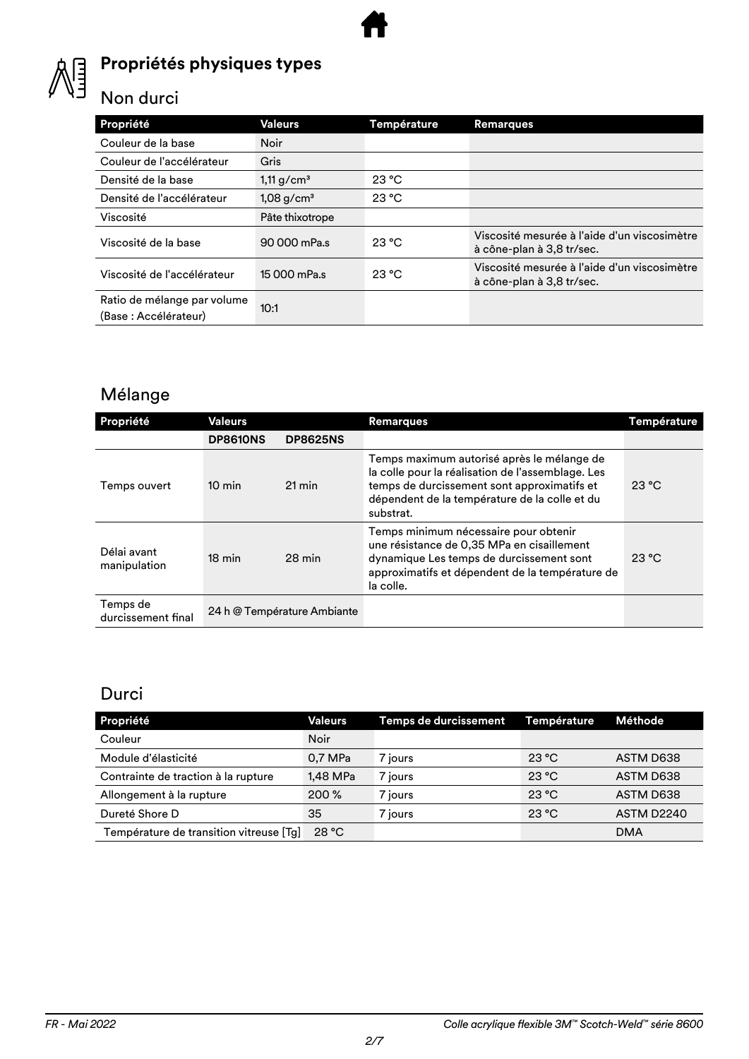## Propriétés physiques types

### Non durci

| Propriété | Valeurs | Température | Remarques |
|---|---|---|---|
| Couleur de la base | Noir | | |
| Couleur de l'accélérateur | Gris | | |
| Densité de la base | 1,11 g/cm³ | 23 °C | |
| Densité de l'accélérateur | 1,08 g/cm³ | 23 °C | |
| Viscosité | Pâte thixotrope | | |
| Viscosité de la base | 90 000 mPa.s | 23 °C | Viscosité mesurée à l'aide d'un viscosimètre à cône-plan à 3,8 tr/sec. |
| Viscosité de l'accélérateur | 15 000 mPa.s | 23 °C | Viscosité mesurée à l'aide d'un viscosimètre à cône-plan à 3,8 tr/sec. |
| Ratio de mélange par volume (Base : Accélérateur) | 10:1 | | |

### Mélange

| Propriété | Valeurs | | Remarques | Température |
|---|---|---|---|---|
| | **DP8610NS** | **DP8625NS** | | |
| Temps ouvert | 10 min | 21 min | Temps maximum autorisé après le mélange de la colle pour la réalisation de l'assemblage. Les temps de durcissement sont approximatifs et dépendent de la température de la colle et du substrat. | 23 °C |
| Délai avant manipulation | 18 min | 28 min | Temps minimum nécessaire pour obtenir une résistance de 0,35 MPa en cisaillement dynamique Les temps de durcissement sont approximatifs et dépendent de la température de la colle. | 23 °C |
| Temps de durcissement final | 24 h @ Température Ambiante | | | |

### Durci

| Propriété | Valeurs | Temps de durcissement | Température | Méthode |
|---|---|---|---|---|
| Couleur | Noir | | | |
| Module d'élasticité | 0,7 MPa | 7 jours | 23 °C | ASTM D638 |
| Contrainte de traction à la rupture | 1,48 MPa | 7 jours | 23 °C | ASTM D638 |
| Allongement à la rupture | 200 % | 7 jours | 23 °C | ASTM D638 |
| Dureté Shore D | 35 | 7 jours | 23 °C | ASTM D2240 |
| Température de transition vitreuse [Tg] | 28 °C | | | DMA |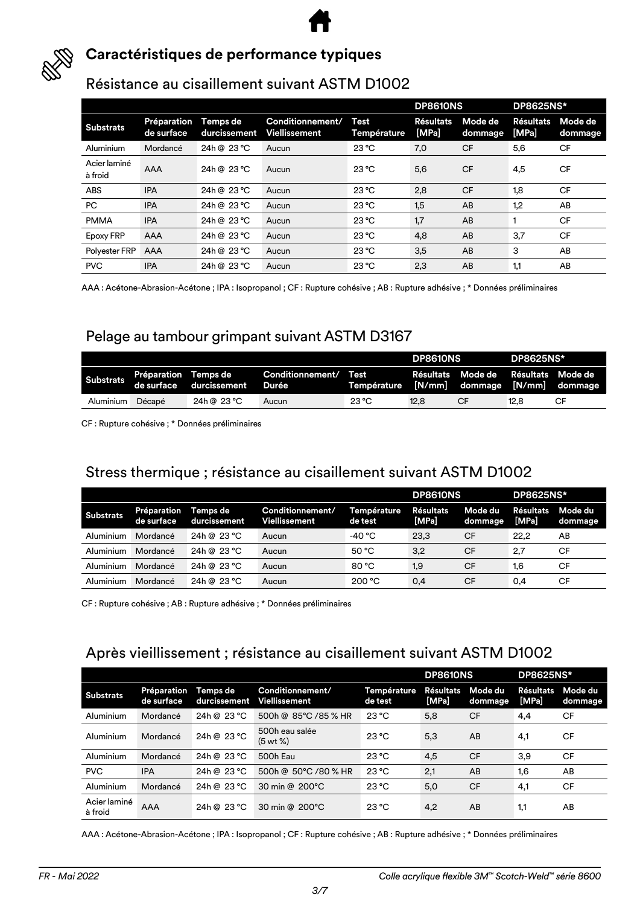## Caractéristiques de performance typiques

### Résistance au cisaillement suivant ASTM D1002

| | | | | | DP8610NS | | DP8625NS* | |
|---|---|---|---|---|---|---|---|---|
| Substrats | Préparation de surface | Temps de durcissement | Conditionnement/ Viellissement | Test Température | Résultats [MPa] | Mode de dommage | Résultats [MPa] | Mode de dommage |
| Aluminium | Mordancé | 24h @ 23 °C | Aucun | 23 °C | 7,0 | CF | 5,6 | CF |
| Acier laminé à froid | AAA | 24h @ 23 °C | Aucun | 23 °C | 5,6 | CF | 4,5 | CF |
| ABS | IPA | 24h @ 23 °C | Aucun | 23 °C | 2,8 | CF | 1,8 | CF |
| PC | IPA | 24h @ 23 °C | Aucun | 23 °C | 1,5 | AB | 1,2 | AB |
| PMMA | IPA | 24h @ 23 °C | Aucun | 23 °C | 1,7 | AB | 1 | CF |
| Epoxy FRP | AAA | 24h @ 23 °C | Aucun | 23 °C | 4,8 | AB | 3,7 | CF |
| Polyester FRP | AAA | 24h @ 23 °C | Aucun | 23 °C | 3,5 | AB | 3 | AB |
| PVC | IPA | 24h @ 23 °C | Aucun | 23 °C | 2,3 | AB | 1,1 | AB |

AAA : Acétone-Abrasion-Acétone ; IPA : Isopropanol ; CF : Rupture cohésive ; AB : Rupture adhésive ; * Données préliminaires

### Pelage au tambour grimpant suivant ASTM D3167

| | | | | | DP8610NS | | DP8625NS* | |
|---|---|---|---|---|---|---|---|---|
| Substrats | Préparation de surface | Temps de durcissement | Conditionnement/ Durée | Test Température | Résultats [N/mm] | Mode de dommage | Résultats [N/mm] | Mode de dommage |
| Aluminium | Décapé | 24h @ 23 °C | Aucun | 23 °C | 12,8 | CF | 12,8 | CF |

CF : Rupture cohésive ; * Données préliminaires

### Stress thermique ; résistance au cisaillement suivant ASTM D1002

| | | | | | DP8610NS | | DP8625NS* | |
|---|---|---|---|---|---|---|---|---|
| Substrats | Préparation de surface | Temps de durcissement | Conditionnement/ Viellissement | Température de test | Résultats [MPa] | Mode du dommage | Résultats [MPa] | Mode du dommage |
| Aluminium | Mordancé | 24h @ 23 °C | Aucun | -40 °C | 23,3 | CF | 22,2 | AB |
| Aluminium | Mordancé | 24h @ 23 °C | Aucun | 50 °C | 3,2 | CF | 2,7 | CF |
| Aluminium | Mordancé | 24h @ 23 °C | Aucun | 80 °C | 1,9 | CF | 1,6 | CF |
| Aluminium | Mordancé | 24h @ 23 °C | Aucun | 200 °C | 0,4 | CF | 0,4 | CF |

CF : Rupture cohésive ; AB : Rupture adhésive ; * Données préliminaires

### Après vieillissement ; résistance au cisaillement suivant ASTM D1002

| | | | | | DP8610NS | | DP8625NS* | |
|---|---|---|---|---|---|---|---|---|
| Substrats | Préparation de surface | Temps de durcissement | Conditionnement/ Viellissement | Température de test | Résultats [MPa] | Mode du dommage | Résultats [MPa] | Mode du dommage |
| Aluminium | Mordancé | 24h @ 23 °C | 500h @ 85°C /85 % HR | 23 °C | 5,8 | CF | 4,4 | CF |
| Aluminium | Mordancé | 24h @ 23 °C | 500h eau salée (5 wt %) | 23 °C | 5,3 | AB | 4,1 | CF |
| Aluminium | Mordancé | 24h @ 23 °C | 500h Eau | 23 °C | 4,5 | CF | 3,9 | CF |
| PVC | IPA | 24h @ 23 °C | 500h @ 50°C /80 % HR | 23 °C | 2,1 | AB | 1,6 | AB |
| Aluminium | Mordancé | 24h @ 23 °C | 30 min @ 200°C | 23 °C | 5,0 | CF | 4,1 | CF |
| Acier laminé à froid | AAA | 24h @ 23 °C | 30 min @ 200°C | 23 °C | 4,2 | AB | 1,1 | AB |

AAA : Acétone-Abrasion-Acétone ; IPA : Isopropanol ; CF : Rupture cohésive ; AB : Rupture adhésive ; * Données préliminaires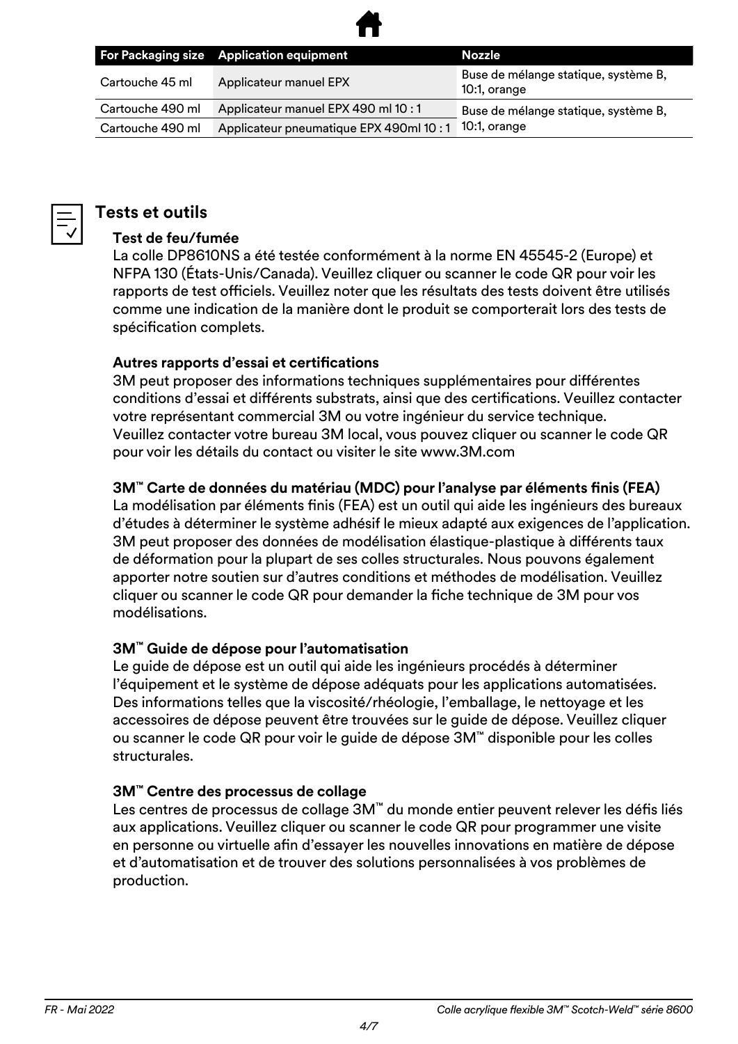| For Packaging size | Application equipment | Nozzle |
|---|---|---|
| Cartouche 45 ml | Applicateur manuel EPX | Buse de mélange statique, système B, 10:1, orange |
| Cartouche 490 ml | Applicateur manuel EPX 490 ml 10 : 1 | Buse de mélange statique, système B, 10:1, orange |
| Cartouche 490 ml | Applicateur pneumatique EPX 490ml 10 : 1 | |

## Tests et outils

### Test de feu/fumée

La colle DP8610NS a été testée conformément à la norme EN 45545-2 (Europe) et NFPA 130 (États-Unis/Canada). Veuillez cliquer ou scanner le code QR pour voir les rapports de test officiels. Veuillez noter que les résultats des tests doivent être utilisés comme une indication de la manière dont le produit se comporterait lors des tests de spécification complets.

### Autres rapports d'essai et certifications

3M peut proposer des informations techniques supplémentaires pour différentes conditions d'essai et différents substrats, ainsi que des certifications. Veuillez contacter votre représentant commercial 3M ou votre ingénieur du service technique.
Veuillez contacter votre bureau 3M local, vous pouvez cliquer ou scanner le code QR pour voir les détails du contact ou visiter le site www.3M.com

### 3M™ Carte de données du matériau (MDC) pour l'analyse par éléments finis (FEA)

La modélisation par éléments finis (FEA) est un outil qui aide les ingénieurs des bureaux d'études à déterminer le système adhésif le mieux adapté aux exigences de l'application. 3M peut proposer des données de modélisation élastique-plastique à différents taux de déformation pour la plupart de ses colles structurales. Nous pouvons également apporter notre soutien sur d'autres conditions et méthodes de modélisation. Veuillez cliquer ou scanner le code QR pour demander la fiche technique de 3M pour vos modélisations.

### 3M™ Guide de dépose pour l'automatisation

Le guide de dépose est un outil qui aide les ingénieurs procédés à déterminer l'équipement et le système de dépose adéquats pour les applications automatisées. Des informations telles que la viscosité/rhéologie, l'emballage, le nettoyage et les accessoires de dépose peuvent être trouvées sur le guide de dépose. Veuillez cliquer ou scanner le code QR pour voir le guide de dépose 3M™ disponible pour les colles structurales.

### 3M™ Centre des processus de collage

Les centres de processus de collage 3M™ du monde entier peuvent relever les défis liés aux applications. Veuillez cliquer ou scanner le code QR pour programmer une visite en personne ou virtuelle afin d'essayer les nouvelles innovations en matière de dépose et d'automatisation et de trouver des solutions personnalisées à vos problèmes de production.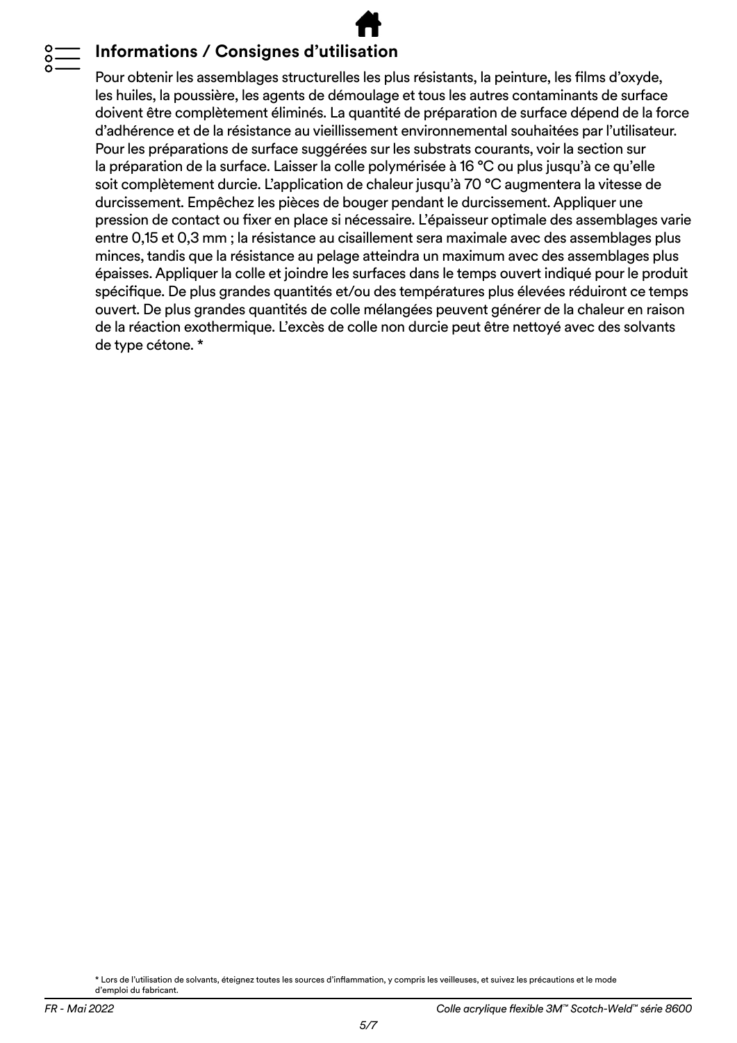## Informations / Consignes d’utilisation

Pour obtenir les assemblages structurelles les plus résistants, la peinture, les films d’oxyde, les huiles, la poussière, les agents de démoulage et tous les autres contaminants de surface doivent être complètement éliminés. La quantité de préparation de surface dépend de la force d’adhérence et de la résistance au vieillissement environnemental souhaitées par l’utilisateur. Pour les préparations de surface suggérées sur les substrats courants, voir la section sur la préparation de la surface. Laisser la colle polymérisée à 16 °C ou plus jusqu’à ce qu’elle soit complètement durcie. L’application de chaleur jusqu’à 70 °C augmentera la vitesse de durcissement. Empêchez les pièces de bouger pendant le durcissement. Appliquer une pression de contact ou fixer en place si nécessaire. L’épaisseur optimale des assemblages varie entre 0,15 et 0,3 mm ; la résistance au cisaillement sera maximale avec des assemblages plus minces, tandis que la résistance au pelage atteindra un maximum avec des assemblages plus épaisses. Appliquer la colle et joindre les surfaces dans le temps ouvert indiqué pour le produit spécifique. De plus grandes quantités et/ou des températures plus élevées réduiront ce temps ouvert. De plus grandes quantités de colle mélangées peuvent générer de la chaleur en raison de la réaction exothermique. L’excès de colle non durcie peut être nettoyé avec des solvants de type cétone. *

* Lors de l’utilisation de solvants, éteignez toutes les sources d’inflammation, y compris les veilleuses, et suivez les précautions et le mode d’emploi du fabricant.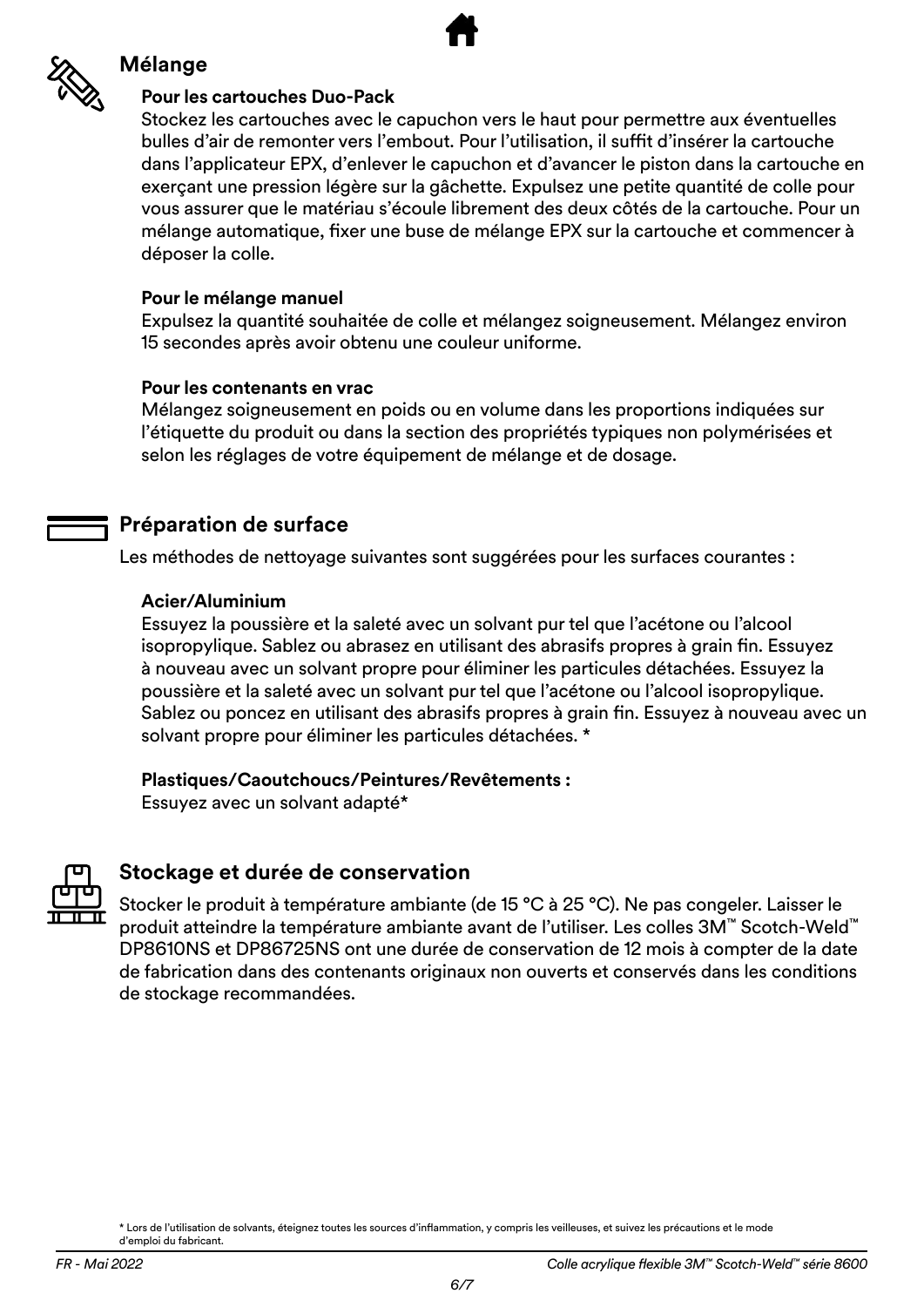## Mélange

### Pour les cartouches Duo-Pack

Stockez les cartouches avec le capuchon vers le haut pour permettre aux éventuelles bulles d'air de remonter vers l'embout. Pour l'utilisation, il suffit d'insérer la cartouche dans l'applicateur EPX, d'enlever le capuchon et d'avancer le piston dans la cartouche en exerçant une pression légère sur la gâchette. Expulsez une petite quantité de colle pour vous assurer que le matériau s'écoule librement des deux côtés de la cartouche. Pour un mélange automatique, fixer une buse de mélange EPX sur la cartouche et commencer à déposer la colle.

### Pour le mélange manuel

Expulsez la quantité souhaitée de colle et mélangez soigneusement. Mélangez environ 15 secondes après avoir obtenu une couleur uniforme.

### Pour les contenants en vrac

Mélangez soigneusement en poids ou en volume dans les proportions indiquées sur l'étiquette du produit ou dans la section des propriétés typiques non polymérisées et selon les réglages de votre équipement de mélange et de dosage.

## Préparation de surface

Les méthodes de nettoyage suivantes sont suggérées pour les surfaces courantes :

### Acier/Aluminium

Essuyez la poussière et la saleté avec un solvant pur tel que l'acétone ou l'alcool isopropylique. Sablez ou abrasez en utilisant des abrasifs propres à grain fin. Essuyez à nouveau avec un solvant propre pour éliminer les particules détachées. Essuyez la poussière et la saleté avec un solvant pur tel que l'acétone ou l'alcool isopropylique. Sablez ou poncez en utilisant des abrasifs propres à grain fin. Essuyez à nouveau avec un solvant propre pour éliminer les particules détachées. *

### Plastiques/Caoutchoucs/Peintures/Revêtements :

Essuyez avec un solvant adapté*

## Stockage et durée de conservation

Stocker le produit à température ambiante (de 15 °C à 25 °C). Ne pas congeler. Laisser le produit atteindre la température ambiante avant de l'utiliser. Les colles 3M™ Scotch-Weld™ DP8610NS et DP86725NS ont une durée de conservation de 12 mois à compter de la date de fabrication dans des contenants originaux non ouverts et conservés dans les conditions de stockage recommandées.

* Lors de l'utilisation de solvants, éteignez toutes les sources d'inflammation, y compris les veilleuses, et suivez les précautions et le mode d'emploi du fabricant.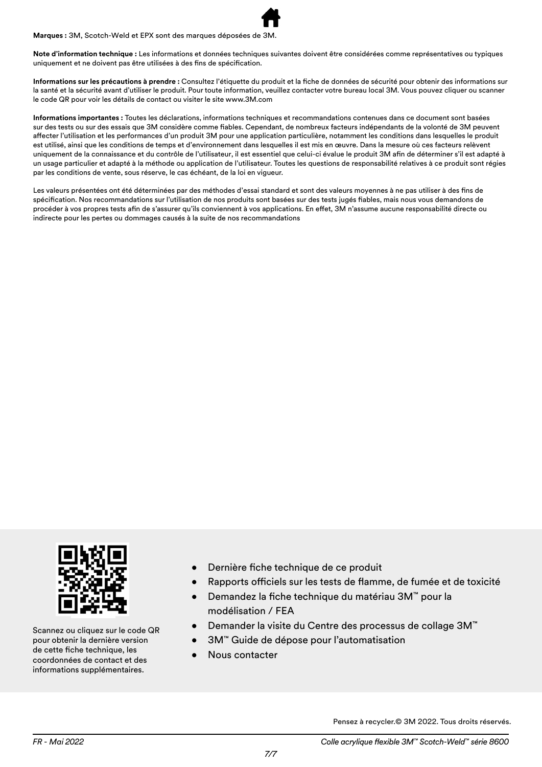**Marques :** 3M, Scotch-Weld et EPX sont des marques déposées de 3M.

**Note d'information technique :** Les informations et données techniques suivantes doivent être considérées comme représentatives ou typiques uniquement et ne doivent pas être utilisées à des fins de spécification.

**Informations sur les précautions à prendre :** Consultez l'étiquette du produit et la fiche de données de sécurité pour obtenir des informations sur la santé et la sécurité avant d'utiliser le produit. Pour toute information, veuillez contacter votre bureau local 3M. Vous pouvez cliquer ou scanner le code QR pour voir les détails de contact ou visiter le site www.3M.com

**Informations importantes :** Toutes les déclarations, informations techniques et recommandations contenues dans ce document sont basées sur des tests ou sur des essais que 3M considère comme fiables. Cependant, de nombreux facteurs indépendants de la volonté de 3M peuvent affecter l'utilisation et les performances d'un produit 3M pour une application particulière, notamment les conditions dans lesquelles le produit est utilisé, ainsi que les conditions de temps et d'environnement dans lesquelles il est mis en œuvre. Dans la mesure où ces facteurs relèvent uniquement de la connaissance et du contrôle de l'utilisateur, il est essentiel que celui-ci évalue le produit 3M afin de déterminer s'il est adapté à un usage particulier et adapté à la méthode ou application de l'utilisateur. Toutes les questions de responsabilité relatives à ce produit sont régies par les conditions de vente, sous réserve, le cas échéant, de la loi en vigueur.

Les valeurs présentées ont été déterminées par des méthodes d'essai standard et sont des valeurs moyennes à ne pas utiliser à des fins de spécification. Nos recommandations sur l'utilisation de nos produits sont basées sur des tests jugés fiables, mais nous vous demandons de procéder à vos propres tests afin de s'assurer qu'ils conviennent à vos applications. En effet, 3M n'assume aucune responsabilité directe ou indirecte pour les pertes ou dommages causés à la suite de nos recommandations

Scannez ou cliquez sur le code QR pour obtenir la dernière version de cette fiche technique, les coordonnées de contact et des informations supplémentaires.

- Dernière fiche technique de ce produit
- Rapports officiels sur les tests de flamme, de fumée et de toxicité
- Demandez la fiche technique du matériau 3M™ pour la modélisation / FEA
- Demander la visite du Centre des processus de collage 3M™
- 3M™ Guide de dépose pour l'automatisation
- Nous contacter

Pensez à recycler.© 3M 2022. Tous droits réservés.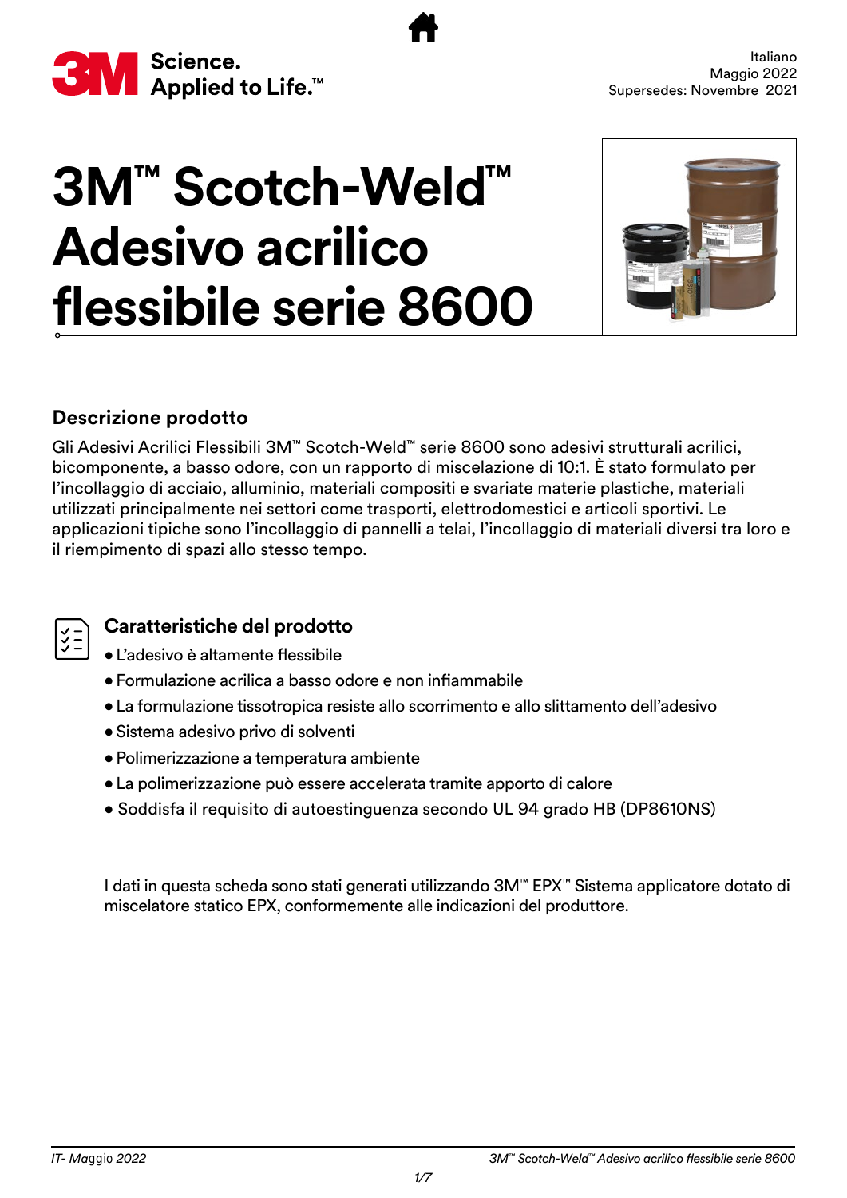Italiano
Maggio 2022
Supersedes: Novembre 2021

# 3M™ Scotch-Weld™ Adesivo acrilico flessibile serie 8600

## Descrizione prodotto

Gli Adesivi Acrilici Flessibili 3M™ Scotch-Weld™ serie 8600 sono adesivi strutturali acrilici, bicomponente, a basso odore, con un rapporto di miscelazione di 10:1. È stato formulato per l'incollaggio di acciaio, alluminio, materiali compositi e svariate materie plastiche, materiali utilizzati principalmente nei settori come trasporti, elettrodomestici e articoli sportivi. Le applicazioni tipiche sono l'incollaggio di pannelli a telai, l'incollaggio di materiali diversi tra loro e il riempimento di spazi allo stesso tempo.

## Caratteristiche del prodotto

- L'adesivo è altamente flessibile
- Formulazione acrilica a basso odore e non infiammabile
- La formulazione tissotropica resiste allo scorrimento e allo slittamento dell'adesivo
- Sistema adesivo privo di solventi
- Polimerizzazione a temperatura ambiente
- La polimerizzazione può essere accelerata tramite apporto di calore
- Soddisfa il requisito di autoestinguenza secondo UL 94 grado HB (DP8610NS)

I dati in questa scheda sono stati generati utilizzando 3M™ EPX™ Sistema applicatore dotato di miscelatore statico EPX, conformemente alle indicazioni del produttore.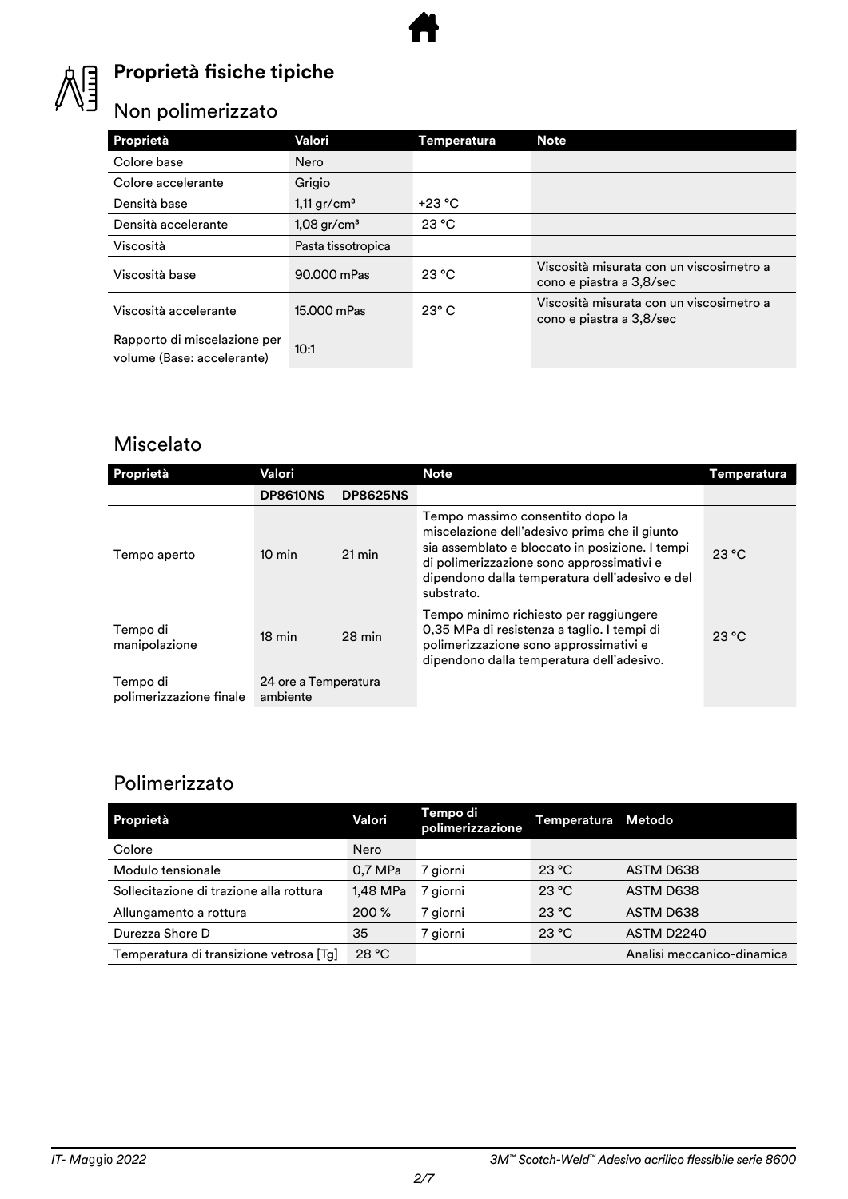## Proprietà fisiche tipiche

### Non polimerizzato

| Proprietà | Valori | Temperatura | Note |
| --- | --- | --- | --- |
| Colore base | Nero | | |
| Colore accelerante | Grigio | | |
| Densità base | 1,11 gr/cm³ | +23 °C | |
| Densità accelerante | 1,08 gr/cm³ | 23 °C | |
| Viscosità | Pasta tissotropica | | |
| Viscosità base | 90.000 mPas | 23 °C | Viscosità misurata con un viscosimetro a cono e piastra a 3,8/sec |
| Viscosità accelerante | 15.000 mPas | 23° C | Viscosità misurata con un viscosimetro a cono e piastra a 3,8/sec |
| Rapporto di miscelazione per volume (Base: accelerante) | 10:1 | | |

### Miscelato

| Proprietà | Valori | | Note | Temperatura |
| --- | --- | --- | --- | --- |
| | **DP8610NS** | **DP8625NS** | | |
| Tempo aperto | 10 min | 21 min | Tempo massimo consentito dopo la miscelazione dell'adesivo prima che il giunto sia assemblato e bloccato in posizione. I tempi di polimerizzazione sono approssimativi e dipendono dalla temperatura dell'adesivo e del substrato. | 23 °C |
| Tempo di manipolazione | 18 min | 28 min | Tempo minimo richiesto per raggiungere 0,35 MPa di resistenza a taglio. I tempi di polimerizzazione sono approssimativi e dipendono dalla temperatura dell'adesivo. | 23 °C |
| Tempo di polimerizzazione finale | 24 ore a Temperatura ambiente | | | |

### Polimerizzato

| Proprietà | Valori | Tempo di polimerizzazione | Temperatura | Metodo |
| --- | --- | --- | --- | --- |
| Colore | Nero | | | |
| Modulo tensionale | 0,7 MPa | 7 giorni | 23 °C | ASTM D638 |
| Sollecitazione di trazione alla rottura | 1,48 MPa | 7 giorni | 23 °C | ASTM D638 |
| Allungamento a rottura | 200 % | 7 giorni | 23 °C | ASTM D638 |
| Durezza Shore D | 35 | 7 giorni | 23 °C | ASTM D2240 |
| Temperatura di transizione vetrosa [Tg] | 28 °C | | | Analisi meccanico-dinamica |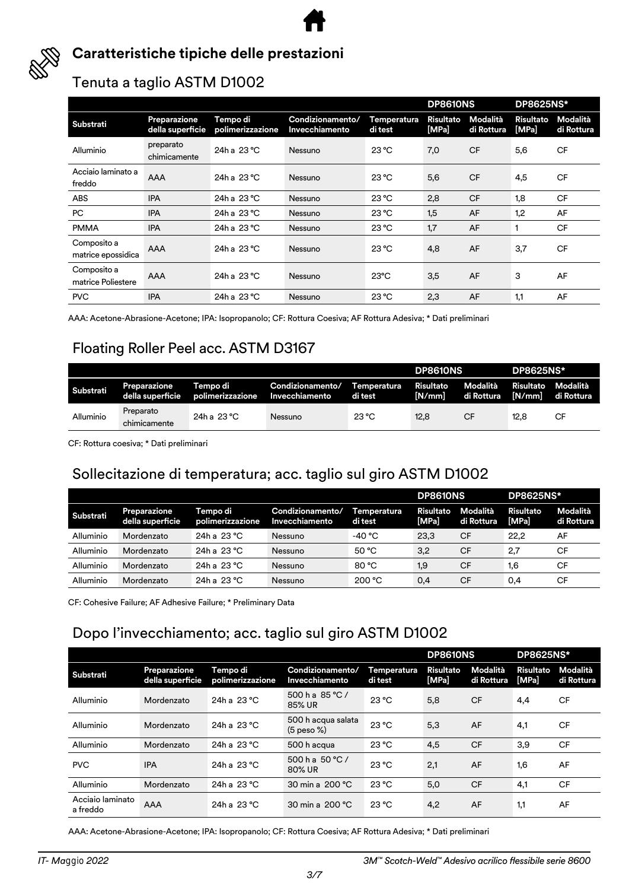## Caratteristiche tipiche delle prestazioni

### Tenuta a taglio ASTM D1002

| | | | | | DP8610NS | | DP8625NS* | |
|---|---|---|---|---|---|---|---|---|
| Substrati | Preparazione della superficie | Tempo di polimerizzazione | Condizionamento/ Invecchiamento | Temperatura di test | Risultato [MPa] | Modalità di Rottura | Risultato [MPa] | Modalità di Rottura |
| Alluminio | preparato chimicamente | 24h a 23 °C | Nessuno | 23 °C | 7,0 | CF | 5,6 | CF |
| Acciaio laminato a freddo | AAA | 24h a 23 °C | Nessuno | 23 °C | 5,6 | CF | 4,5 | CF |
| ABS | IPA | 24h a 23 °C | Nessuno | 23 °C | 2,8 | CF | 1,8 | CF |
| PC | IPA | 24h a 23 °C | Nessuno | 23 °C | 1,5 | AF | 1,2 | AF |
| PMMA | IPA | 24h a 23 °C | Nessuno | 23 °C | 1,7 | AF | 1 | CF |
| Composito a matrice epossidica | AAA | 24h a 23 °C | Nessuno | 23 °C | 4,8 | AF | 3,7 | CF |
| Composito a matrice Poliestere | AAA | 24h a 23 °C | Nessuno | 23°C | 3,5 | AF | 3 | AF |
| PVC | IPA | 24h a 23 °C | Nessuno | 23 °C | 2,3 | AF | 1,1 | AF |

AAA: Acetone-Abrasione-Acetone; IPA: Isopropanolo; CF: Rottura Coesiva; AF Rottura Adesiva; * Dati preliminari

### Floating Roller Peel acc. ASTM D3167

| | | | | | DP8610NS | | DP8625NS* | |
|---|---|---|---|---|---|---|---|---|
| Substrati | Preparazione della superficie | Tempo di polimerizzazione | Condizionamento/ Invecchiamento | Temperatura di test | Risultato [N/mm] | Modalità di Rottura | Risultato [N/mm] | Modalità di Rottura |
| Alluminio | Preparato chimicamente | 24h a 23 °C | Nessuno | 23 °C | 12,8 | CF | 12,8 | CF |

CF: Rottura coesiva; * Dati preliminari

### Sollecitazione di temperatura; acc. taglio sul giro ASTM D1002

| | | | | | DP8610NS | | DP8625NS* | |
|---|---|---|---|---|---|---|---|---|
| Substrati | Preparazione della superficie | Tempo di polimerizzazione | Condizionamento/ Invecchiamento | Temperatura di test | Risultato [MPa] | Modalità di Rottura | Risultato [MPa] | Modalità di Rottura |
| Alluminio | Mordenzato | 24h a 23 °C | Nessuno | -40 °C | 23,3 | CF | 22,2 | AF |
| Alluminio | Mordenzato | 24h a 23 °C | Nessuno | 50 °C | 3,2 | CF | 2,7 | CF |
| Alluminio | Mordenzato | 24h a 23 °C | Nessuno | 80 °C | 1,9 | CF | 1,6 | CF |
| Alluminio | Mordenzato | 24h a 23 °C | Nessuno | 200 °C | 0,4 | CF | 0,4 | CF |

CF: Cohesive Failure; AF Adhesive Failure; * Preliminary Data

### Dopo l'invecchiamento; acc. taglio sul giro ASTM D1002

| | | | | | DP8610NS | | DP8625NS* | |
|---|---|---|---|---|---|---|---|---|
| Substrati | Preparazione della superficie | Tempo di polimerizzazione | Condizionamento/ Invecchiamento | Temperatura di test | Risultato [MPa] | Modalità di Rottura | Risultato [MPa] | Modalità di Rottura |
| Alluminio | Mordenzato | 24h a 23 °C | 500 h a 85 °C / 85% UR | 23 °C | 5,8 | CF | 4,4 | CF |
| Alluminio | Mordenzato | 24h a 23 °C | 500 h acqua salata (5 peso %) | 23 °C | 5,3 | AF | 4,1 | CF |
| Alluminio | Mordenzato | 24h a 23 °C | 500 h acqua | 23 °C | 4,5 | CF | 3,9 | CF |
| PVC | IPA | 24h a 23 °C | 500 h a 50 °C / 80% UR | 23 °C | 2,1 | AF | 1,6 | AF |
| Alluminio | Mordenzato | 24h a 23 °C | 30 min a 200 °C | 23 °C | 5,0 | CF | 4,1 | CF |
| Acciaio laminato a freddo | AAA | 24h a 23 °C | 30 min a 200 °C | 23 °C | 4,2 | AF | 1,1 | AF |

AAA: Acetone-Abrasione-Acetone; IPA: Isopropanolo; CF: Rottura Coesiva; AF Rottura Adesiva; * Dati preliminari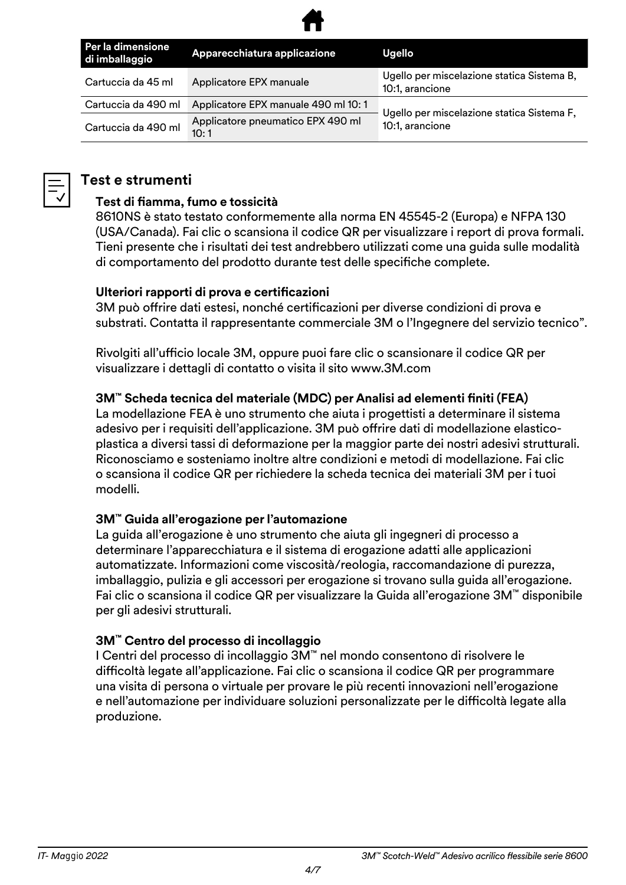| Per la dimensione di imballaggio | Apparecchiatura applicazione | Ugello |
|---|---|---|
| Cartuccia da 45 ml | Applicatore EPX manuale | Ugello per miscelazione statica Sistema B, 10:1, arancione |
| Cartuccia da 490 ml | Applicatore EPX manuale 490 ml 10: 1 | Ugello per miscelazione statica Sistema F, 10:1, arancione |
| Cartuccia da 490 ml | Applicatore pneumatico EPX 490 ml 10: 1 | |

## Test e strumenti

### Test di fiamma, fumo e tossicità

8610NS è stato testato conformemente alla norma EN 45545-2 (Europa) e NFPA 130 (USA/Canada). Fai clic o scansiona il codice QR per visualizzare i report di prova formali. Tieni presente che i risultati dei test andrebbero utilizzati come una guida sulle modalità di comportamento del prodotto durante test delle specifiche complete.

### Ulteriori rapporti di prova e certificazioni

3M può offrire dati estesi, nonché certificazioni per diverse condizioni di prova e substrati. Contatta il rappresentante commerciale 3M o l'Ingegnere del servizio tecnico".

Rivolgiti all'ufficio locale 3M, oppure puoi fare clic o scansionare il codice QR per visualizzare i dettagli di contatto o visita il sito www.3M.com

### 3M™ Scheda tecnica del materiale (MDC) per Analisi ad elementi finiti (FEA)

La modellazione FEA è uno strumento che aiuta i progettisti a determinare il sistema adesivo per i requisiti dell'applicazione. 3M può offrire dati di modellazione elastico-plastica a diversi tassi di deformazione per la maggior parte dei nostri adesivi strutturali. Riconosciamo e sosteniamo inoltre altre condizioni e metodi di modellazione. Fai clic o scansiona il codice QR per richiedere la scheda tecnica dei materiali 3M per i tuoi modelli.

### 3M™ Guida all'erogazione per l'automazione

La guida all'erogazione è uno strumento che aiuta gli ingegneri di processo a determinare l'apparecchiatura e il sistema di erogazione adatti alle applicazioni automatizzate. Informazioni come viscosità/reologia, raccomandazione di purezza, imballaggio, pulizia e gli accessori per erogazione si trovano sulla guida all'erogazione. Fai clic o scansiona il codice QR per visualizzare la Guida all'erogazione 3M™ disponibile per gli adesivi strutturali.

### 3M™ Centro del processo di incollaggio

I Centri del processo di incollaggio 3M™ nel mondo consentono di risolvere le difficoltà legate all'applicazione. Fai clic o scansiona il codice QR per programmare una visita di persona o virtuale per provare le più recenti innovazioni nell'erogazione e nell'automazione per individuare soluzioni personalizzate per le difficoltà legate alla produzione.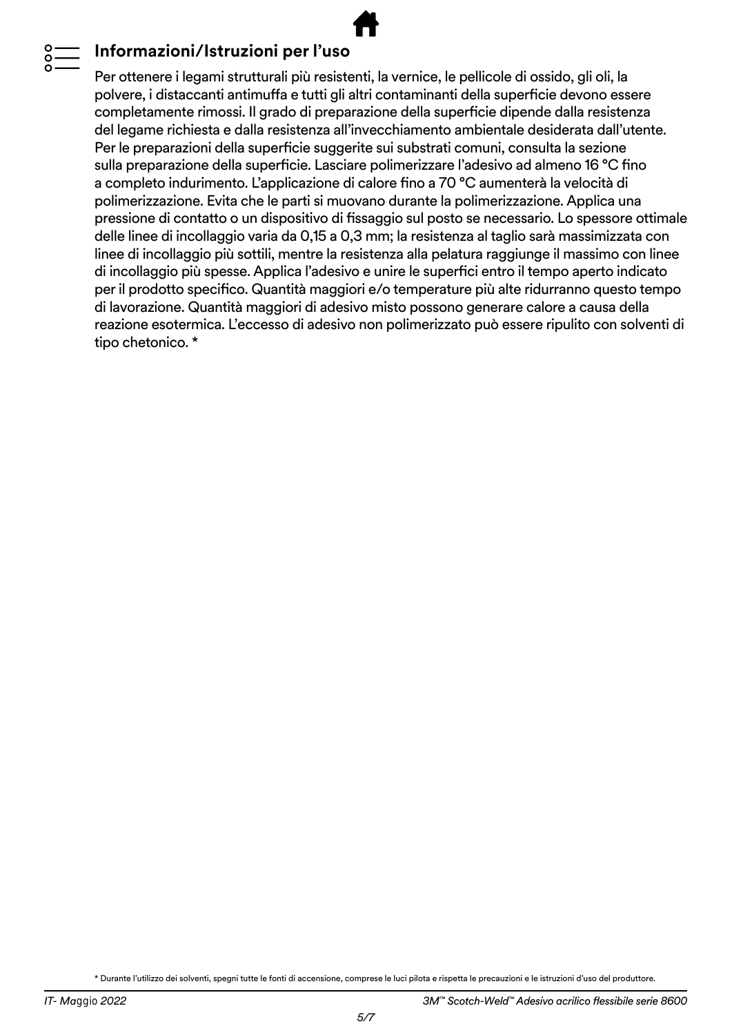## Informazioni/Istruzioni per l'uso

Per ottenere i legami strutturali più resistenti, la vernice, le pellicole di ossido, gli oli, la polvere, i distaccanti antimuffa e tutti gli altri contaminanti della superficie devono essere completamente rimossi. Il grado di preparazione della superficie dipende dalla resistenza del legame richiesta e dalla resistenza all'invecchiamento ambientale desiderata dall'utente. Per le preparazioni della superficie suggerite sui substrati comuni, consulta la sezione sulla preparazione della superficie. Lasciare polimerizzare l'adesivo ad almeno 16 °C fino a completo indurimento. L'applicazione di calore fino a 70 °C aumenterà la velocità di polimerizzazione. Evita che le parti si muovano durante la polimerizzazione. Applica una pressione di contatto o un dispositivo di fissaggio sul posto se necessario. Lo spessore ottimale delle linee di incollaggio varia da 0,15 a 0,3 mm; la resistenza al taglio sarà massimizzata con linee di incollaggio più sottili, mentre la resistenza alla pelatura raggiunge il massimo con linee di incollaggio più spesse. Applica l'adesivo e unire le superfici entro il tempo aperto indicato per il prodotto specifico. Quantità maggiori e/o temperature più alte ridurranno questo tempo di lavorazione. Quantità maggiori di adesivo misto possono generare calore a causa della reazione esotermica. L'eccesso di adesivo non polimerizzato può essere ripulito con solventi di tipo chetonico. *

* Durante l'utilizzo dei solventi, spegni tutte le fonti di accensione, comprese le luci pilota e rispetta le precauzioni e le istruzioni d'uso del produttore.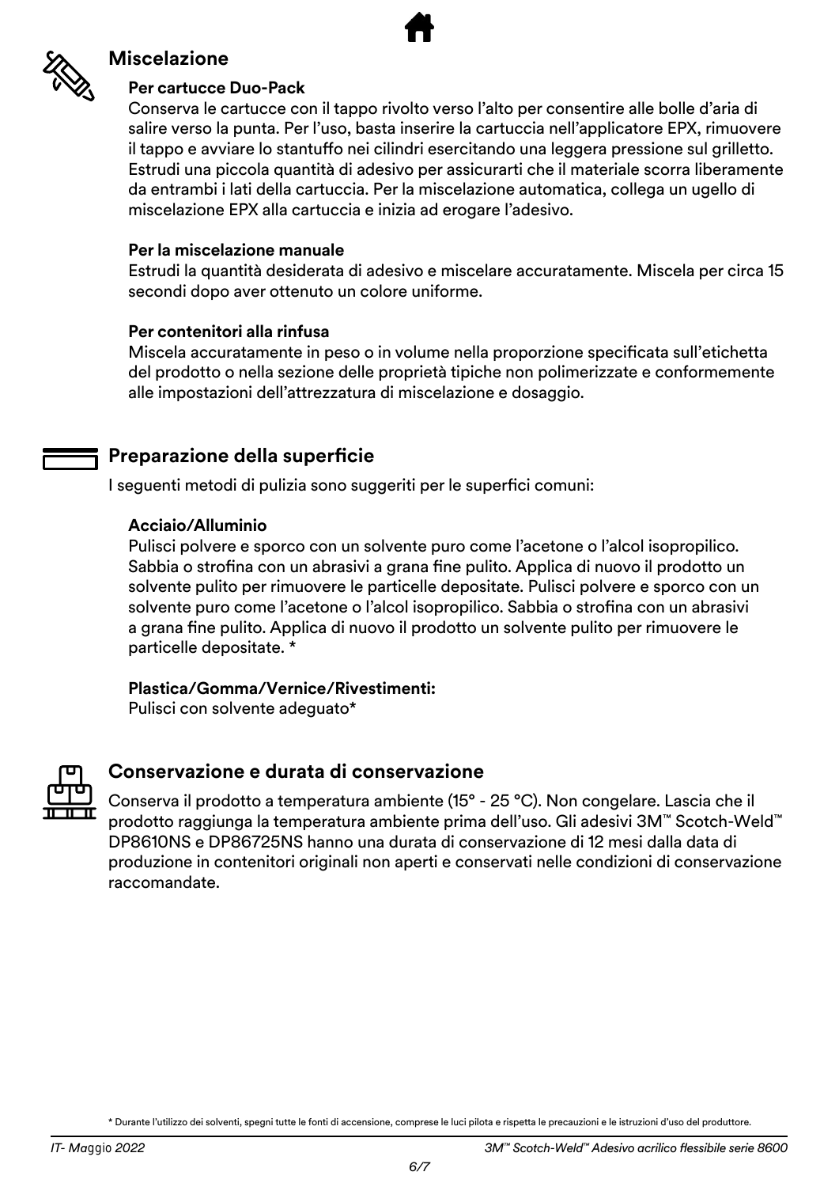## Miscelazione

### Per cartucce Duo-Pack

Conserva le cartucce con il tappo rivolto verso l'alto per consentire alle bolle d'aria di salire verso la punta. Per l'uso, basta inserire la cartuccia nell'applicatore EPX, rimuovere il tappo e avviare lo stantuffo nei cilindri esercitando una leggera pressione sul grilletto. Estrudi una piccola quantità di adesivo per assicurarti che il materiale scorra liberamente da entrambi i lati della cartuccia. Per la miscelazione automatica, collega un ugello di miscelazione EPX alla cartuccia e inizia ad erogare l'adesivo.

### Per la miscelazione manuale

Estrudi la quantità desiderata di adesivo e miscelare accuratamente. Miscela per circa 15 secondi dopo aver ottenuto un colore uniforme.

### Per contenitori alla rinfusa

Miscela accuratamente in peso o in volume nella proporzione specificata sull'etichetta del prodotto o nella sezione delle proprietà tipiche non polimerizzate e conformemente alle impostazioni dell'attrezzatura di miscelazione e dosaggio.

## Preparazione della superficie

I seguenti metodi di pulizia sono suggeriti per le superfici comuni:

**Acciaio/Alluminio**

Pulisci polvere e sporco con un solvente puro come l'acetone o l'alcol isopropilico. Sabbia o strofina con un abrasivi a grana fine pulito. Applica di nuovo il prodotto un solvente pulito per rimuovere le particelle depositate. Pulisci polvere e sporco con un solvente puro come l'acetone o l'alcol isopropilico. Sabbia o strofina con un abrasivi a grana fine pulito. Applica di nuovo il prodotto un solvente pulito per rimuovere le particelle depositate. *

**Plastica/Gomma/Vernice/Rivestimenti:**

Pulisci con solvente adeguato*

## Conservazione e durata di conservazione

Conserva il prodotto a temperatura ambiente (15° - 25 °C). Non congelare. Lascia che il prodotto raggiunga la temperatura ambiente prima dell'uso. Gli adesivi 3M™ Scotch-Weld™ DP8610NS e DP86725NS hanno una durata di conservazione di 12 mesi dalla data di produzione in contenitori originali non aperti e conservati nelle condizioni di conservazione raccomandate.

\* Durante l'utilizzo dei solventi, spegni tutte le fonti di accensione, comprese le luci pilota e rispetta le precauzioni e le istruzioni d'uso del produttore.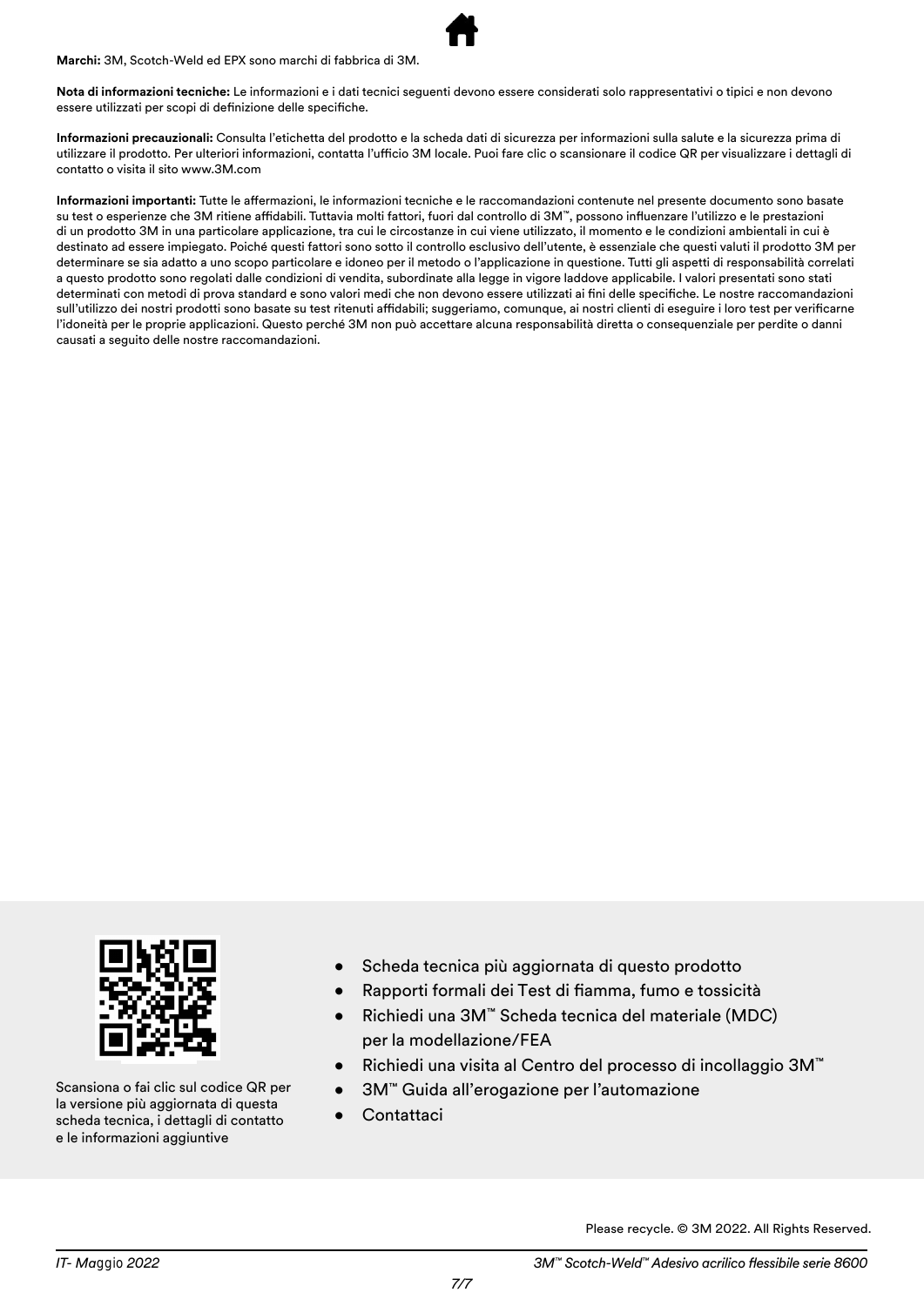**Marchi:** 3M, Scotch-Weld ed EPX sono marchi di fabbrica di 3M.

**Nota di informazioni tecniche:** Le informazioni e i dati tecnici seguenti devono essere considerati solo rappresentativi o tipici e non devono essere utilizzati per scopi di definizione delle specifiche.

**Informazioni precauzionali:** Consulta l'etichetta del prodotto e la scheda dati di sicurezza per informazioni sulla salute e la sicurezza prima di utilizzare il prodotto. Per ulteriori informazioni, contatta l'ufficio 3M locale. Puoi fare clic o scansionare il codice QR per visualizzare i dettagli di contatto o visita il sito www.3M.com

**Informazioni importanti:** Tutte le affermazioni, le informazioni tecniche e le raccomandazioni contenute nel presente documento sono basate su test o esperienze che 3M ritiene affidabili. Tuttavia molti fattori, fuori dal controllo di 3M™, possono influenzare l'utilizzo e le prestazioni di un prodotto 3M in una particolare applicazione, tra cui le circostanze in cui viene utilizzato, il momento e le condizioni ambientali in cui è destinato ad essere impiegato. Poiché questi fattori sono sotto il controllo esclusivo dell'utente, è essenziale che questi valuti il prodotto 3M per determinare se sia adatto a uno scopo particolare e idoneo per il metodo o l'applicazione in questione. Tutti gli aspetti di responsabilità correlati a questo prodotto sono regolati dalle condizioni di vendita, subordinate alla legge in vigore laddove applicabile. I valori presentati sono stati determinati con metodi di prova standard e sono valori medi che non devono essere utilizzati ai fini delle specifiche. Le nostre raccomandazioni sull'utilizzo dei nostri prodotti sono basate su test ritenuti affidabili; suggeriamo, comunque, ai nostri clienti di eseguire i loro test per verificarne l'idoneità per le proprie applicazioni. Questo perché 3M non può accettare alcuna responsabilità diretta o consequenziale per perdite o danni causati a seguito delle nostre raccomandazioni.

Scansiona o fai clic sul codice QR per la versione più aggiornata di questa scheda tecnica, i dettagli di contatto e le informazioni aggiuntive

- Scheda tecnica più aggiornata di questo prodotto
- Rapporti formali dei Test di fiamma, fumo e tossicità
- Richiedi una 3M™ Scheda tecnica del materiale (MDC) per la modellazione/FEA
- Richiedi una visita al Centro del processo di incollaggio 3M™
- 3M™ Guida all'erogazione per l'automazione
- Contattaci

Please recycle. © 3M 2022. All Rights Reserved.

*IT- Maggio 2022*

*3M™ Scotch-Weld™ Adesivo acrilico flessibile serie 8600*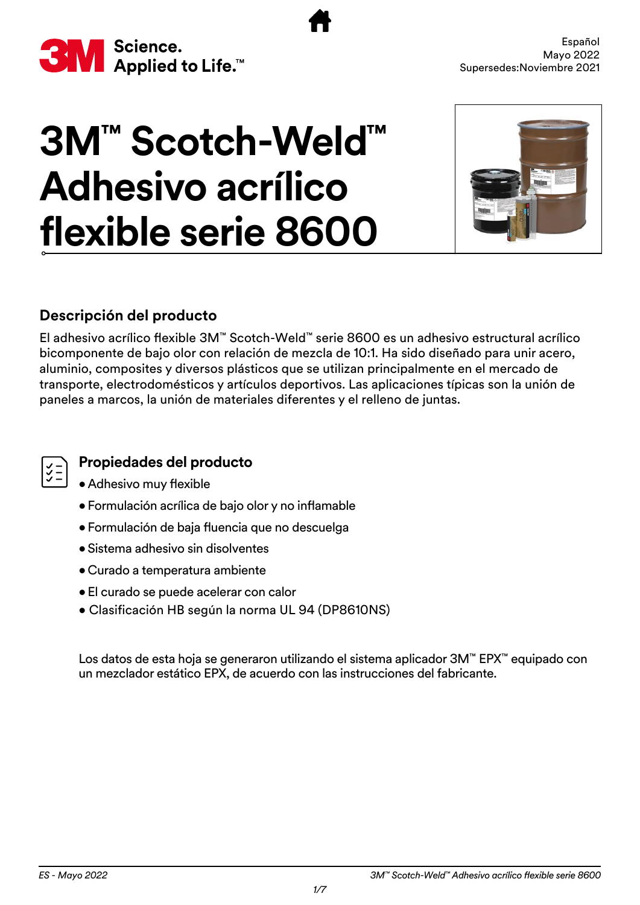Español
Mayo 2022
Supersedes:Noviembre 2021

# 3M™ Scotch-Weld™ Adhesivo acrílico flexible serie 8600

## Descripción del producto

El adhesivo acrílico flexible 3M™ Scotch-Weld™ serie 8600 es un adhesivo estructural acrílico bicomponente de bajo olor con relación de mezcla de 10:1. Ha sido diseñado para unir acero, aluminio, composites y diversos plásticos que se utilizan principalmente en el mercado de transporte, electrodomésticos y artículos deportivos. Las aplicaciones típicas son la unión de paneles a marcos, la unión de materiales diferentes y el relleno de juntas.

## Propiedades del producto

- Adhesivo muy flexible
- Formulación acrílica de bajo olor y no inflamable
- Formulación de baja fluencia que no descuelga
- Sistema adhesivo sin disolventes
- Curado a temperatura ambiente
- El curado se puede acelerar con calor
- Clasificación HB según la norma UL 94 (DP8610NS)

Los datos de esta hoja se generaron utilizando el sistema aplicador 3M™ EPX™ equipado con un mezclador estático EPX, de acuerdo con las instrucciones del fabricante.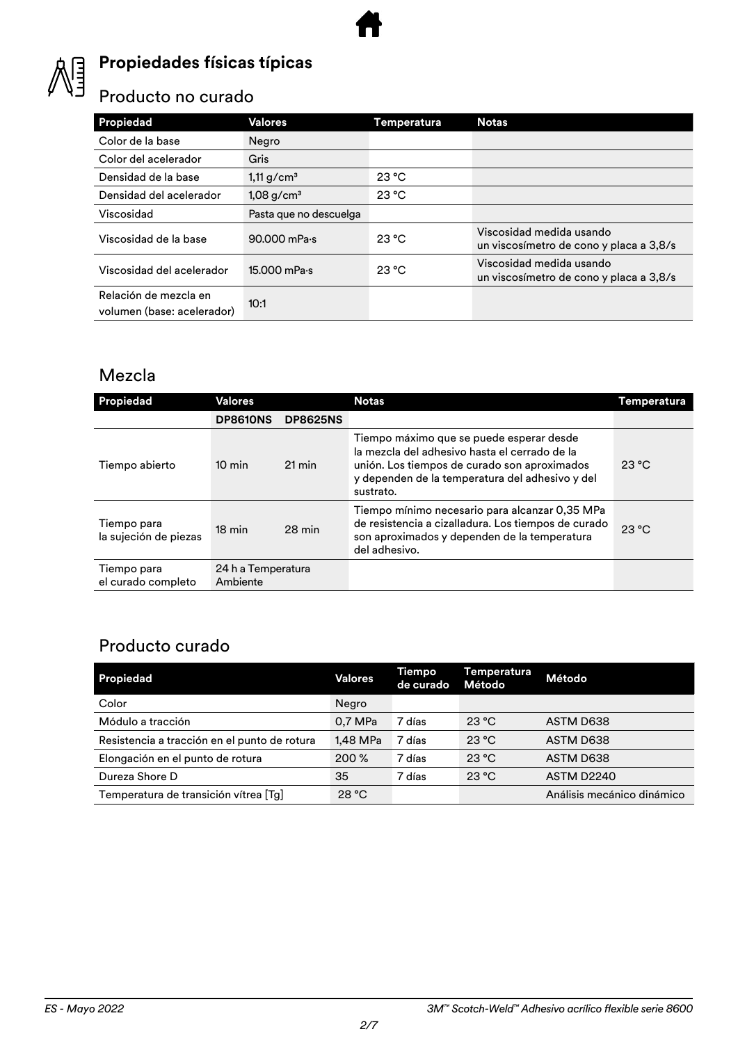## Propiedades físicas típicas

### Producto no curado

| Propiedad | Valores | Temperatura | Notas |
| --- | --- | --- | --- |
| Color de la base | Negro | | |
| Color del acelerador | Gris | | |
| Densidad de la base | 1,11 g/cm³ | 23 °C | |
| Densidad del acelerador | 1,08 g/cm³ | 23 °C | |
| Viscosidad | Pasta que no descuelga | | |
| Viscosidad de la base | 90.000 mPa·s | 23 °C | Viscosidad medida usando un viscosímetro de cono y placa a 3,8/s |
| Viscosidad del acelerador | 15.000 mPa·s | 23 °C | Viscosidad medida usando un viscosímetro de cono y placa a 3,8/s |
| Relación de mezcla en volumen (base: acelerador) | 10:1 | | |

### Mezcla

| Propiedad | Valores | | Notas | Temperatura |
| --- | --- | --- | --- | --- |
| | **DP8610NS** | **DP8625NS** | | |
| Tiempo abierto | 10 min | 21 min | Tiempo máximo que se puede esperar desde la mezcla del adhesivo hasta el cerrado de la unión. Los tiempos de curado son aproximados y dependen de la temperatura del adhesivo y del sustrato. | 23 °C |
| Tiempo para la sujeción de piezas | 18 min | 28 min | Tiempo mínimo necesario para alcanzar 0,35 MPa de resistencia a cizalladura. Los tiempos de curado son aproximados y dependen de la temperatura del adhesivo. | 23 °C |
| Tiempo para el curado completo | 24 h a Temperatura Ambiente | | | |

### Producto curado

| Propiedad | Valores | Tiempo de curado | Temperatura Método | Método |
| --- | --- | --- | --- | --- |
| Color | Negro | | | |
| Módulo a tracción | 0,7 MPa | 7 días | 23 °C | ASTM D638 |
| Resistencia a tracción en el punto de rotura | 1,48 MPa | 7 días | 23 °C | ASTM D638 |
| Elongación en el punto de rotura | 200 % | 7 días | 23 °C | ASTM D638 |
| Dureza Shore D | 35 | 7 días | 23 °C | ASTM D2240 |
| Temperatura de transición vítrea [Tg] | 28 °C | | | Análisis mecánico dinámico |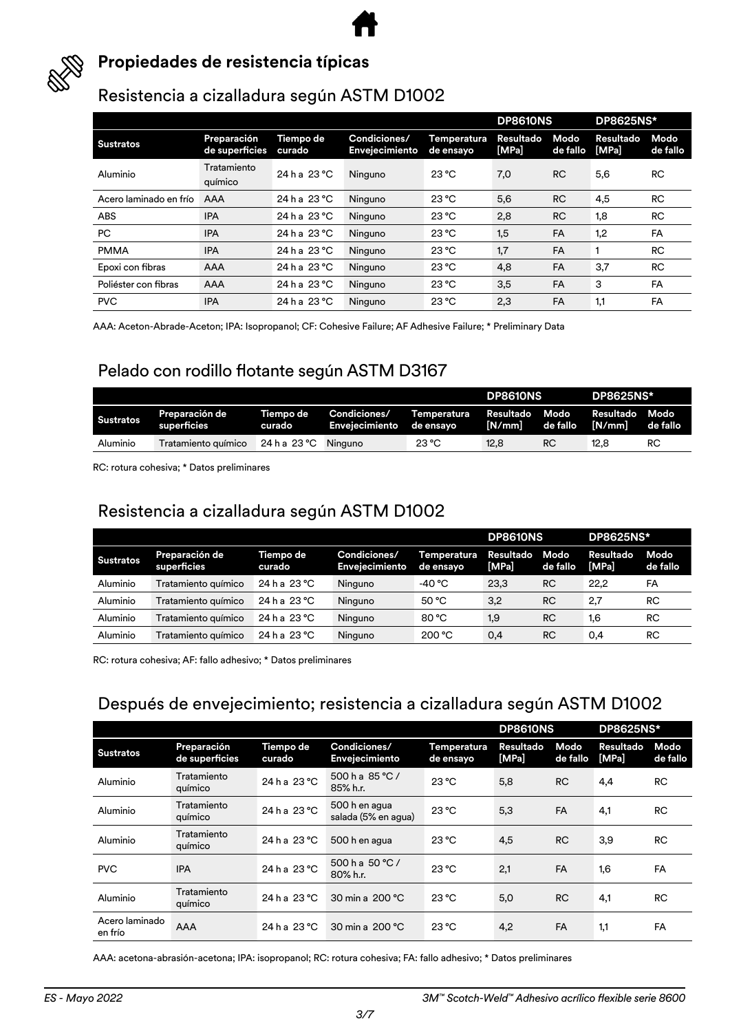## Propiedades de resistencia típicas

### Resistencia a cizalladura según ASTM D1002

| | | | | | DP8610NS | | DP8625NS* | |
|---|---|---|---|---|---|---|---|---|
| Sustratos | Preparación de superficies | Tiempo de curado | Condiciones/ Envejecimiento | Temperatura de ensayo | Resultado [MPa] | Modo de fallo | Resultado [MPa] | Modo de fallo |
| Aluminio | Tratamiento químico | 24 h a 23 °C | Ninguno | 23 °C | 7,0 | RC | 5,6 | RC |
| Acero laminado en frío | AAA | 24 h a 23 °C | Ninguno | 23 °C | 5,6 | RC | 4,5 | RC |
| ABS | IPA | 24 h a 23 °C | Ninguno | 23 °C | 2,8 | RC | 1,8 | RC |
| PC | IPA | 24 h a 23 °C | Ninguno | 23 °C | 1,5 | FA | 1,2 | FA |
| PMMA | IPA | 24 h a 23 °C | Ninguno | 23 °C | 1,7 | FA | 1 | RC |
| Epoxi con fibras | AAA | 24 h a 23 °C | Ninguno | 23 °C | 4,8 | FA | 3,7 | RC |
| Poliéster con fibras | AAA | 24 h a 23 °C | Ninguno | 23 °C | 3,5 | FA | 3 | FA |
| PVC | IPA | 24 h a 23 °C | Ninguno | 23 °C | 2,3 | FA | 1,1 | FA |

AAA: Aceton-Abrade-Aceton; IPA: Isopropanol; CF: Cohesive Failure; AF Adhesive Failure; * Preliminary Data

### Pelado con rodillo flotante según ASTM D3167

| | | | | | DP8610NS | | DP8625NS* | |
|---|---|---|---|---|---|---|---|---|
| Sustratos | Preparación de superficies | Tiempo de curado | Condiciones/ Envejecimiento | Temperatura de ensayo | Resultado [N/mm] | Modo de fallo | Resultado [N/mm] | Modo de fallo |
| Aluminio | Tratamiento químico | 24 h a 23 °C | Ninguno | 23 °C | 12,8 | RC | 12,8 | RC |

RC: rotura cohesiva; * Datos preliminares

### Resistencia a cizalladura según ASTM D1002

| | | | | | DP8610NS | | DP8625NS* | |
|---|---|---|---|---|---|---|---|---|
| Sustratos | Preparación de superficies | Tiempo de curado | Condiciones/ Envejecimiento | Temperatura de ensayo | Resultado [MPa] | Modo de fallo | Resultado [MPa] | Modo de fallo |
| Aluminio | Tratamiento químico | 24 h a 23 °C | Ninguno | -40 °C | 23,3 | RC | 22,2 | FA |
| Aluminio | Tratamiento químico | 24 h a 23 °C | Ninguno | 50 °C | 3,2 | RC | 2,7 | RC |
| Aluminio | Tratamiento químico | 24 h a 23 °C | Ninguno | 80 °C | 1,9 | RC | 1,6 | RC |
| Aluminio | Tratamiento químico | 24 h a 23 °C | Ninguno | 200 °C | 0,4 | RC | 0,4 | RC |

RC: rotura cohesiva; AF: fallo adhesivo; * Datos preliminares

### Después de envejecimiento; resistencia a cizalladura según ASTM D1002

| | | | | | DP8610NS | | DP8625NS* | |
|---|---|---|---|---|---|---|---|---|
| Sustratos | Preparación de superficies | Tiempo de curado | Condiciones/ Envejecimiento | Temperatura de ensayo | Resultado [MPa] | Modo de fallo | Resultado [MPa] | Modo de fallo |
| Aluminio | Tratamiento químico | 24 h a 23 °C | 500 h a 85 °C / 85% h.r. | 23 °C | 5,8 | RC | 4,4 | RC |
| Aluminio | Tratamiento químico | 24 h a 23 °C | 500 h en agua salada (5% en agua) | 23 °C | 5,3 | FA | 4,1 | RC |
| Aluminio | Tratamiento químico | 24 h a 23 °C | 500 h en agua | 23 °C | 4,5 | RC | 3,9 | RC |
| PVC | IPA | 24 h a 23 °C | 500 h a 50 °C / 80% h.r. | 23 °C | 2,1 | FA | 1,6 | FA |
| Aluminio | Tratamiento químico | 24 h a 23 °C | 30 min a 200 °C | 23 °C | 5,0 | RC | 4,1 | RC |
| Acero laminado en frío | AAA | 24 h a 23 °C | 30 min a 200 °C | 23 °C | 4,2 | FA | 1,1 | FA |

AAA: acetona-abrasión-acetona; IPA: isopropanol; RC: rotura cohesiva; FA: fallo adhesivo; * Datos preliminares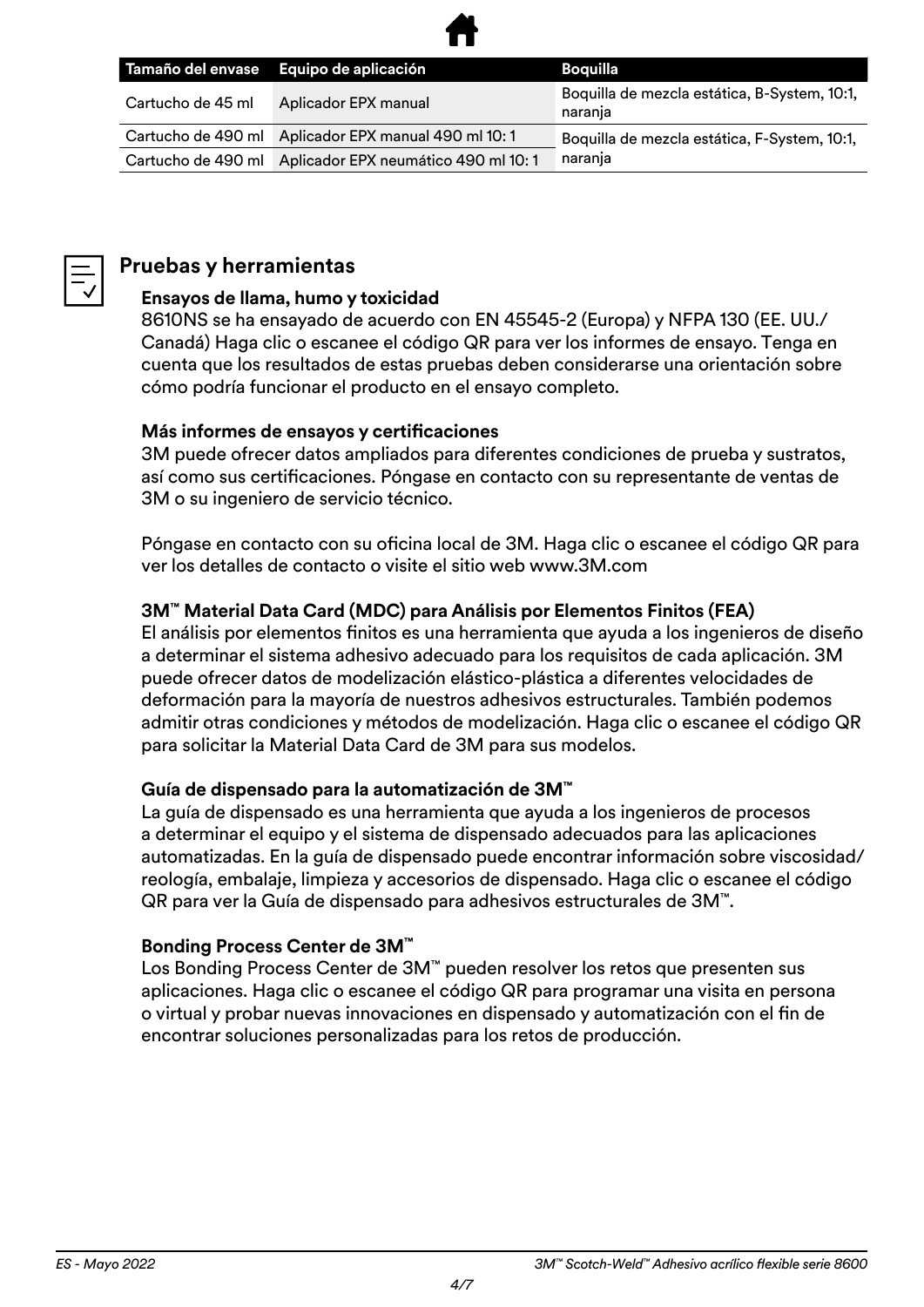| Tamaño del envase | Equipo de aplicación | Boquilla |
|---|---|---|
| Cartucho de 45 ml | Aplicador EPX manual | Boquilla de mezcla estática, B-System, 10:1, naranja |
| Cartucho de 490 ml | Aplicador EPX manual 490 ml 10: 1 | Boquilla de mezcla estática, F-System, 10:1, naranja |
| Cartucho de 490 ml | Aplicador EPX neumático 490 ml 10: 1 | |

## Pruebas y herramientas

**Ensayos de llama, humo y toxicidad**

8610NS se ha ensayado de acuerdo con EN 45545-2 (Europa) y NFPA 130 (EE. UU./Canadá) Haga clic o escanee el código QR para ver los informes de ensayo. Tenga en cuenta que los resultados de estas pruebas deben considerarse una orientación sobre cómo podría funcionar el producto en el ensayo completo.

**Más informes de ensayos y certificaciones**

3M puede ofrecer datos ampliados para diferentes condiciones de prueba y sustratos, así como sus certificaciones. Póngase en contacto con su representante de ventas de 3M o su ingeniero de servicio técnico.

Póngase en contacto con su oficina local de 3M. Haga clic o escanee el código QR para ver los detalles de contacto o visite el sitio web www.3M.com

**3M™ Material Data Card (MDC) para Análisis por Elementos Finitos (FEA)**

El análisis por elementos finitos es una herramienta que ayuda a los ingenieros de diseño a determinar el sistema adhesivo adecuado para los requisitos de cada aplicación. 3M puede ofrecer datos de modelización elástico-plástica a diferentes velocidades de deformación para la mayoría de nuestros adhesivos estructurales. También podemos admitir otras condiciones y métodos de modelización. Haga clic o escanee el código QR para solicitar la Material Data Card de 3M para sus modelos.

**Guía de dispensado para la automatización de 3M™**

La guía de dispensado es una herramienta que ayuda a los ingenieros de procesos a determinar el equipo y el sistema de dispensado adecuados para las aplicaciones automatizadas. En la guía de dispensado puede encontrar información sobre viscosidad/reología, embalaje, limpieza y accesorios de dispensado. Haga clic o escanee el código QR para ver la Guía de dispensado para adhesivos estructurales de 3M™.

**Bonding Process Center de 3M™**

Los Bonding Process Center de 3M™ pueden resolver los retos que presenten sus aplicaciones. Haga clic o escanee el código QR para programar una visita en persona o virtual y probar nuevas innovaciones en dispensado y automatización con el fin de encontrar soluciones personalizadas para los retos de producción.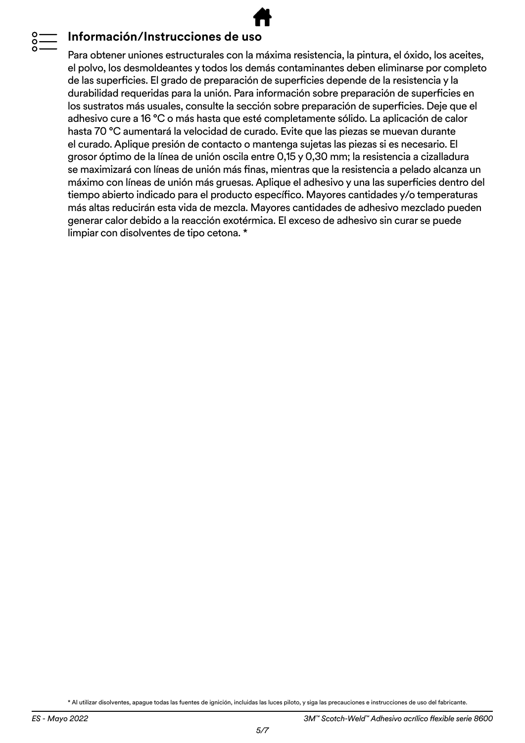## Información/Instrucciones de uso

Para obtener uniones estructurales con la máxima resistencia, la pintura, el óxido, los aceites, el polvo, los desmoldeantes y todos los demás contaminantes deben eliminarse por completo de las superficies. El grado de preparación de superficies depende de la resistencia y la durabilidad requeridas para la unión. Para información sobre preparación de superficies en los sustratos más usuales, consulte la sección sobre preparación de superficies. Deje que el adhesivo cure a 16 °C o más hasta que esté completamente sólido. La aplicación de calor hasta 70 °C aumentará la velocidad de curado. Evite que las piezas se muevan durante el curado. Aplique presión de contacto o mantenga sujetas las piezas si es necesario. El grosor óptimo de la línea de unión oscila entre 0,15 y 0,30 mm; la resistencia a cizalladura se maximizará con líneas de unión más finas, mientras que la resistencia a pelado alcanza un máximo con líneas de unión más gruesas. Aplique el adhesivo y una las superficies dentro del tiempo abierto indicado para el producto específico. Mayores cantidades y/o temperaturas más altas reducirán esta vida de mezcla. Mayores cantidades de adhesivo mezclado pueden generar calor debido a la reacción exotérmica. El exceso de adhesivo sin curar se puede limpiar con disolventes de tipo cetona. *

* Al utilizar disolventes, apague todas las fuentes de ignición, incluidas las luces piloto, y siga las precauciones e instrucciones de uso del fabricante.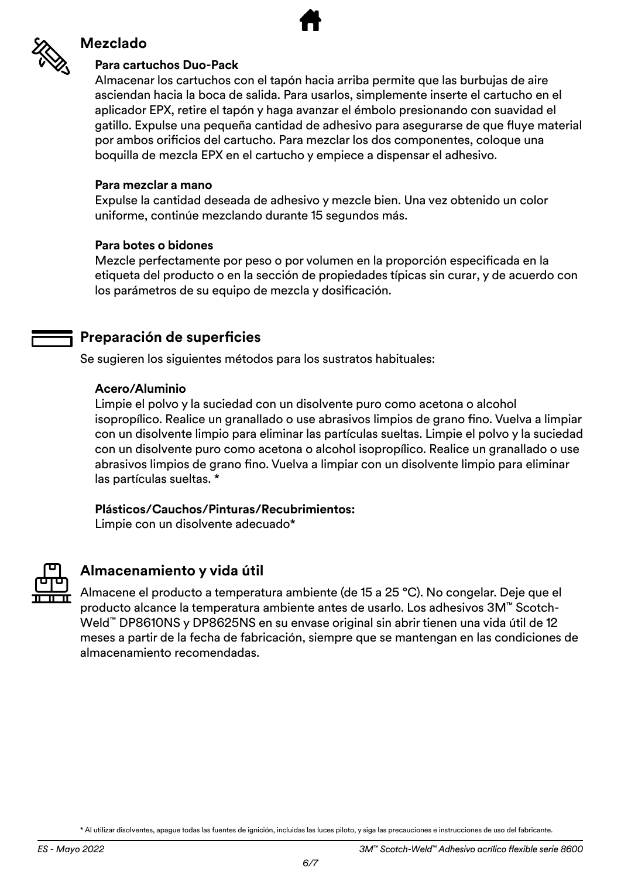## Mezclado

### Para cartuchos Duo-Pack

Almacenar los cartuchos con el tapón hacia arriba permite que las burbujas de aire asciendan hacia la boca de salida. Para usarlos, simplemente inserte el cartucho en el aplicador EPX, retire el tapón y haga avanzar el émbolo presionando con suavidad el gatillo. Expulse una pequeña cantidad de adhesivo para asegurarse de que fluye material por ambos orificios del cartucho. Para mezclar los dos componentes, coloque una boquilla de mezcla EPX en el cartucho y empiece a dispensar el adhesivo.

### Para mezclar a mano

Expulse la cantidad deseada de adhesivo y mezcle bien. Una vez obtenido un color uniforme, continúe mezclando durante 15 segundos más.

### Para botes o bidones

Mezcle perfectamente por peso o por volumen en la proporción especificada en la etiqueta del producto o en la sección de propiedades típicas sin curar, y de acuerdo con los parámetros de su equipo de mezcla y dosificación.

## Preparación de superficies

Se sugieren los siguientes métodos para los sustratos habituales:

### Acero/Aluminio

Limpie el polvo y la suciedad con un disolvente puro como acetona o alcohol isopropílico. Realice un granallado o use abrasivos limpios de grano fino. Vuelva a limpiar con un disolvente limpio para eliminar las partículas sueltas. Limpie el polvo y la suciedad con un disolvente puro como acetona o alcohol isopropílico. Realice un granallado o use abrasivos limpios de grano fino. Vuelva a limpiar con un disolvente limpio para eliminar las partículas sueltas. *

### Plásticos/Cauchos/Pinturas/Recubrimientos:

Limpie con un disolvente adecuado*

## Almacenamiento y vida útil

Almacene el producto a temperatura ambiente (de 15 a 25 °C). No congelar. Deje que el producto alcance la temperatura ambiente antes de usarlo. Los adhesivos 3M™ Scotch-Weld™ DP8610NS y DP8625NS en su envase original sin abrir tienen una vida útil de 12 meses a partir de la fecha de fabricación, siempre que se mantengan en las condiciones de almacenamiento recomendadas.

* Al utilizar disolventes, apague todas las fuentes de ignición, incluidas las luces piloto, y siga las precauciones e instrucciones de uso del fabricante.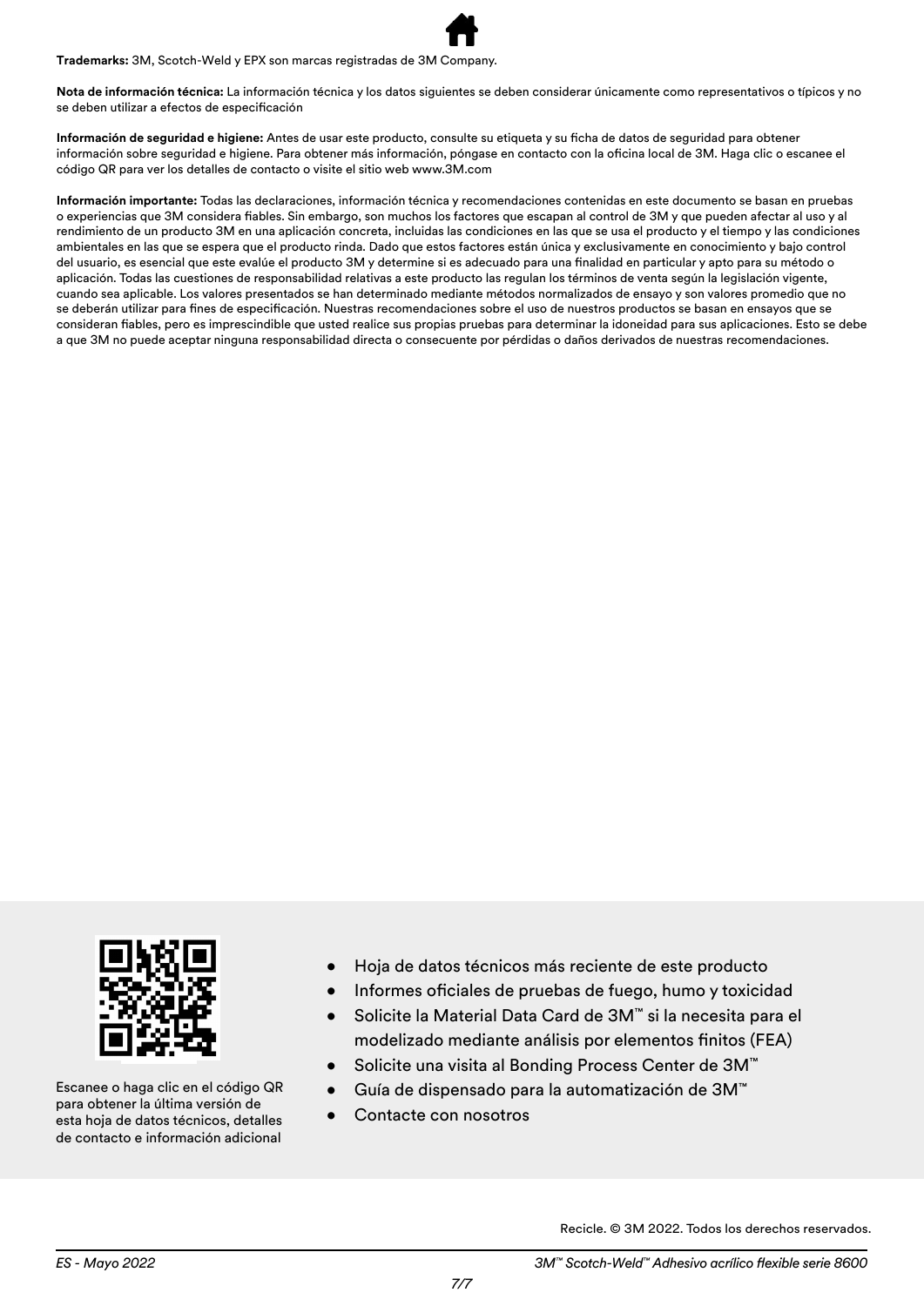**Trademarks:** 3M, Scotch-Weld y EPX son marcas registradas de 3M Company.

**Nota de información técnica:** La información técnica y los datos siguientes se deben considerar únicamente como representativos o típicos y no se deben utilizar a efectos de especificación

**Información de seguridad e higiene:** Antes de usar este producto, consulte su etiqueta y su ficha de datos de seguridad para obtener información sobre seguridad e higiene. Para obtener más información, póngase en contacto con la oficina local de 3M. Haga clic o escanee el código QR para ver los detalles de contacto o visite el sitio web www.3M.com

**Información importante:** Todas las declaraciones, información técnica y recomendaciones contenidas en este documento se basan en pruebas o experiencias que 3M considera fiables. Sin embargo, son muchos los factores que escapan al control de 3M y que pueden afectar al uso y al rendimiento de un producto 3M en una aplicación concreta, incluidas las condiciones en las que se usa el producto y el tiempo y las condiciones ambientales en las que se espera que el producto rinda. Dado que estos factores están única y exclusivamente en conocimiento y bajo control del usuario, es esencial que este evalúe el producto 3M y determine si es adecuado para una finalidad en particular y apto para su método o aplicación. Todas las cuestiones de responsabilidad relativas a este producto las regulan los términos de venta según la legislación vigente, cuando sea aplicable. Los valores presentados se han determinado mediante métodos normalizados de ensayo y son valores promedio que no se deberán utilizar para fines de especificación. Nuestras recomendaciones sobre el uso de nuestros productos se basan en ensayos que se consideran fiables, pero es imprescindible que usted realice sus propias pruebas para determinar la idoneidad para sus aplicaciones. Esto se debe a que 3M no puede aceptar ninguna responsabilidad directa o consecuente por pérdidas o daños derivados de nuestras recomendaciones.

Escanee o haga clic en el código QR para obtener la última versión de esta hoja de datos técnicos, detalles de contacto e información adicional

- Hoja de datos técnicos más reciente de este producto
- Informes oficiales de pruebas de fuego, humo y toxicidad
- Solicite la Material Data Card de 3M™ si la necesita para el modelizado mediante análisis por elementos finitos (FEA)
- Solicite una visita al Bonding Process Center de 3M™
- Guía de dispensado para la automatización de 3M™
- Contacte con nosotros

Recicle. © 3M 2022. Todos los derechos reservados.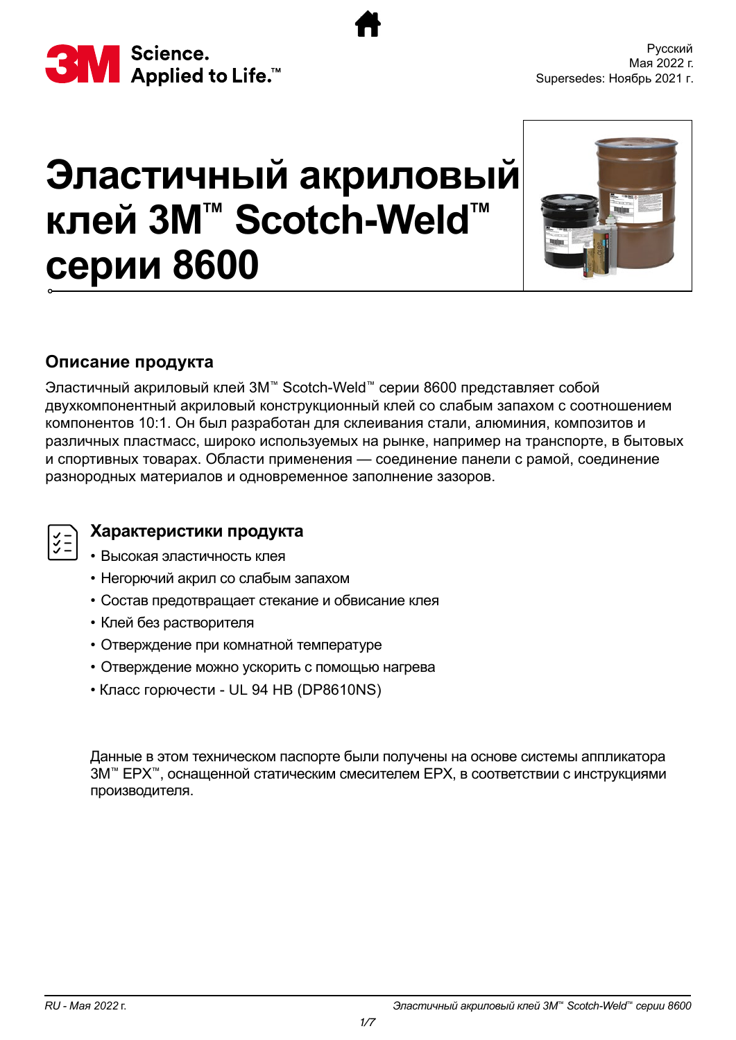Русский
Мая 2022 г.
Supersedes: Ноябрь 2021 г.

# Эластичный акриловый клей 3M™ Scotch-Weld™ серии 8600

## Описание продукта

Эластичный акриловый клей 3M™ Scotch-Weld™ серии 8600 представляет собой двухкомпонентный акриловый конструкционный клей со слабым запахом с соотношением компонентов 10:1. Он был разработан для склеивания стали, алюминия, композитов и различных пластмасс, широко используемых на рынке, например на транспорте, в бытовых и спортивных товарах. Области применения — соединение панели с рамой, соединение разнородных материалов и одновременное заполнение зазоров.

## Характеристики продукта

- Высокая эластичность клея
- Негорючий акрил со слабым запахом
- Состав предотвращает стекание и обвисание клея
- Клей без растворителя
- Отверждение при комнатной температуре
- Отверждение можно ускорить с помощью нагрева
- Класс горючести - UL 94 HB (DP8610NS)

Данные в этом техническом паспорте были получены на основе системы аппликатора 3M™ EPX™, оснащенной статическим смесителем EPX, в соответствии с инструкциями производителя.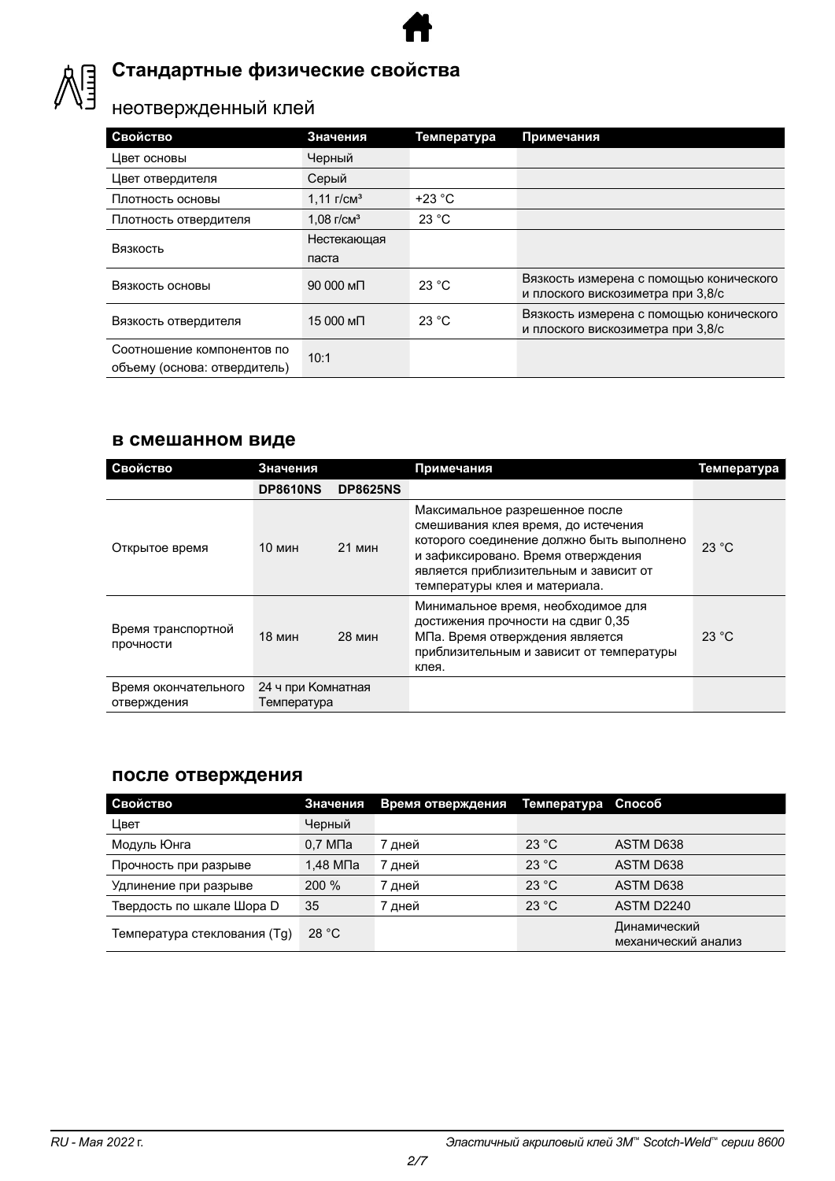## Стандартные физические свойства

### неотвержденный клей

| Свойство | Значения | Температура | Примечания |
| --- | --- | --- | --- |
| Цвет основы | Черный | | |
| Цвет отвердителя | Серый | | |
| Плотность основы | 1,11 г/см³ | +23 °C | |
| Плотность отвердителя | 1,08 г/см³ | 23 °C | |
| Вязкость | Нестекающая паста | | |
| Вязкость основы | 90 000 мП | 23 °C | Вязкость измерена с помощью конического и плоского вискозиметра при 3,8/с |
| Вязкость отвердителя | 15 000 мП | 23 °C | Вязкость измерена с помощью конического и плоского вискозиметра при 3,8/с |
| Соотношение компонентов по объему (основа: отвердитель) | 10:1 | | |

### в смешанном виде

| Свойство | Значения | | Примечания | Температура |
| --- | --- | --- | --- | --- |
| | **DP8610NS** | **DP8625NS** | | |
| Открытое время | 10 мин | 21 мин | Максимальное разрешенное после смешивания клея время, до истечения которого соединение должно быть выполнено и зафиксировано. Время отверждения является приблизительным и зависит от температуры клея и материала. | 23 °C |
| Время транспортной прочности | 18 мин | 28 мин | Минимальное время, необходимое для достижения прочности на сдвиг 0,35 МПа. Время отверждения является приблизительным и зависит от температуры клея. | 23 °C |
| Время окончательного отверждения | 24 ч при Комнатная Температура | | | |

### после отверждения

| Свойство | Значения | Время отверждения | Температура | Способ |
| --- | --- | --- | --- | --- |
| Цвет | Черный | | | |
| Модуль Юнга | 0,7 МПа | 7 дней | 23 °C | ASTM D638 |
| Прочность при разрыве | 1,48 МПа | 7 дней | 23 °C | ASTM D638 |
| Удлинение при разрыве | 200 % | 7 дней | 23 °C | ASTM D638 |
| Твердость по шкале Шора D | 35 | 7 дней | 23 °C | ASTM D2240 |
| Температура стеклования (Tg) | 28 °C | | | Динамический механический анализ |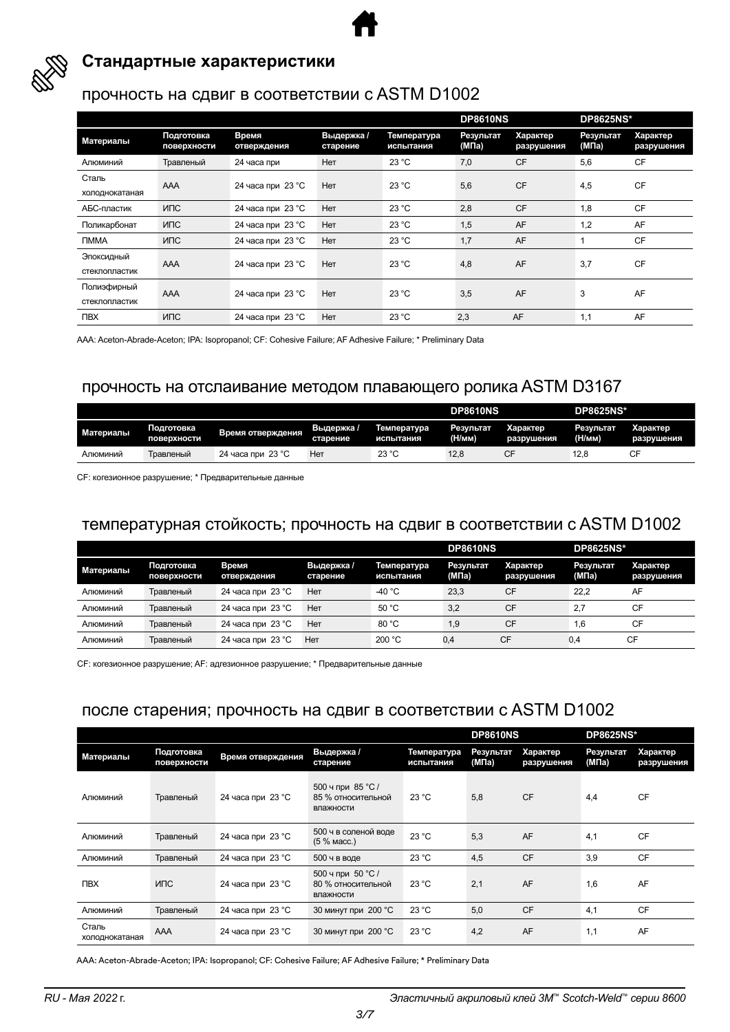## Стандартные характеристики

### прочность на сдвиг в соответствии с ASTM D1002

| | | | | | DP8610NS | | DP8625NS* | |
|---|---|---|---|---|---|---|---|---|
| **Материалы** | **Подготовка поверхности** | **Время отверждения** | **Выдержка / старение** | **Температура испытания** | **Результат (МПа)** | **Характер разрушения** | **Результат (МПа)** | **Характер разрушения** |
| Алюминий | Травленый | 24 часа при | Нет | 23 °C | 7,0 | CF | 5,6 | CF |
| Сталь холоднокатаная | AAA | 24 часа при 23 °C | Нет | 23 °C | 5,6 | CF | 4,5 | CF |
| АБС-пластик | ИПС | 24 часа при 23 °C | Нет | 23 °C | 2,8 | CF | 1,8 | CF |
| Поликарбонат | ИПС | 24 часа при 23 °C | Нет | 23 °C | 1,5 | AF | 1,2 | AF |
| ПММА | ИПС | 24 часа при 23 °C | Нет | 23 °C | 1,7 | AF | 1 | CF |
| Эпоксидный стеклопластик | AAA | 24 часа при 23 °C | Нет | 23 °C | 4,8 | AF | 3,7 | CF |
| Полиэфирный стеклопластик | AAA | 24 часа при 23 °C | Нет | 23 °C | 3,5 | AF | 3 | AF |
| ПВХ | ИПС | 24 часа при 23 °C | Нет | 23 °C | 2,3 | AF | 1,1 | AF |

AAA: Aceton-Abrade-Aceton; IPA: Isopropanol; CF: Cohesive Failure; AF Adhesive Failure; * Preliminary Data

### прочность на отслаивание методом плавающего ролика ASTM D3167

| | | | | | DP8610NS | | DP8625NS* | |
|---|---|---|---|---|---|---|---|---|
| **Материалы** | **Подготовка поверхности** | **Время отверждения** | **Выдержка / старение** | **Температура испытания** | **Результат (Н/мм)** | **Характер разрушения** | **Результат (Н/мм)** | **Характер разрушения** |
| Алюминий | Травленый | 24 часа при 23 °C | Нет | 23 °C | 12,8 | CF | 12,8 | CF |

CF: когезионное разрушение; * Предварительные данные

### температурная стойкость; прочность на сдвиг в соответствии с ASTM D1002

| | | | | | DP8610NS | | DP8625NS* | |
|---|---|---|---|---|---|---|---|---|
| **Материалы** | **Подготовка поверхности** | **Время отверждения** | **Выдержка / старение** | **Температура испытания** | **Результат (МПа)** | **Характер разрушения** | **Результат (МПа)** | **Характер разрушения** |
| Алюминий | Травленый | 24 часа при 23 °C | Нет | -40 °C | 23,3 | CF | 22,2 | AF |
| Алюминий | Травленый | 24 часа при 23 °C | Нет | 50 °C | 3,2 | CF | 2,7 | CF |
| Алюминий | Травленый | 24 часа при 23 °C | Нет | 80 °C | 1,9 | CF | 1,6 | CF |
| Алюминий | Травленый | 24 часа при 23 °C | Нет | 200 °C | 0,4 | CF | 0,4 | CF |

CF: когезионное разрушение; AF: адгезионное разрушение; * Предварительные данные

### после старения; прочность на сдвиг в соответствии с ASTM D1002

| | | | | | DP8610NS | | DP8625NS* | |
|---|---|---|---|---|---|---|---|---|
| **Материалы** | **Подготовка поверхности** | **Время отверждения** | **Выдержка / старение** | **Температура испытания** | **Результат (МПа)** | **Характер разрушения** | **Результат (МПа)** | **Характер разрушения** |
| Алюминий | Травленый | 24 часа при 23 °C | 500 ч при 85 °C / 85 % относительной влажности | 23 °C | 5,8 | CF | 4,4 | CF |
| Алюминий | Травленый | 24 часа при 23 °C | 500 ч в соленой воде (5 % масс.) | 23 °C | 5,3 | AF | 4,1 | CF |
| Алюминий | Травленый | 24 часа при 23 °C | 500 ч в воде | 23 °C | 4,5 | CF | 3,9 | CF |
| ПВХ | ИПС | 24 часа при 23 °C | 500 ч при 50 °C / 80 % относительной влажности | 23 °C | 2,1 | AF | 1,6 | AF |
| Алюминий | Травленый | 24 часа при 23 °C | 30 минут при 200 °C | 23 °C | 5,0 | CF | 4,1 | CF |
| Сталь холоднокатаная | AAA | 24 часа при 23 °C | 30 минут при 200 °C | 23 °C | 4,2 | AF | 1,1 | AF |

AAA: Aceton-Abrade-Aceton; IPA: Isopropanol; CF: Cohesive Failure; AF Adhesive Failure; * Preliminary Data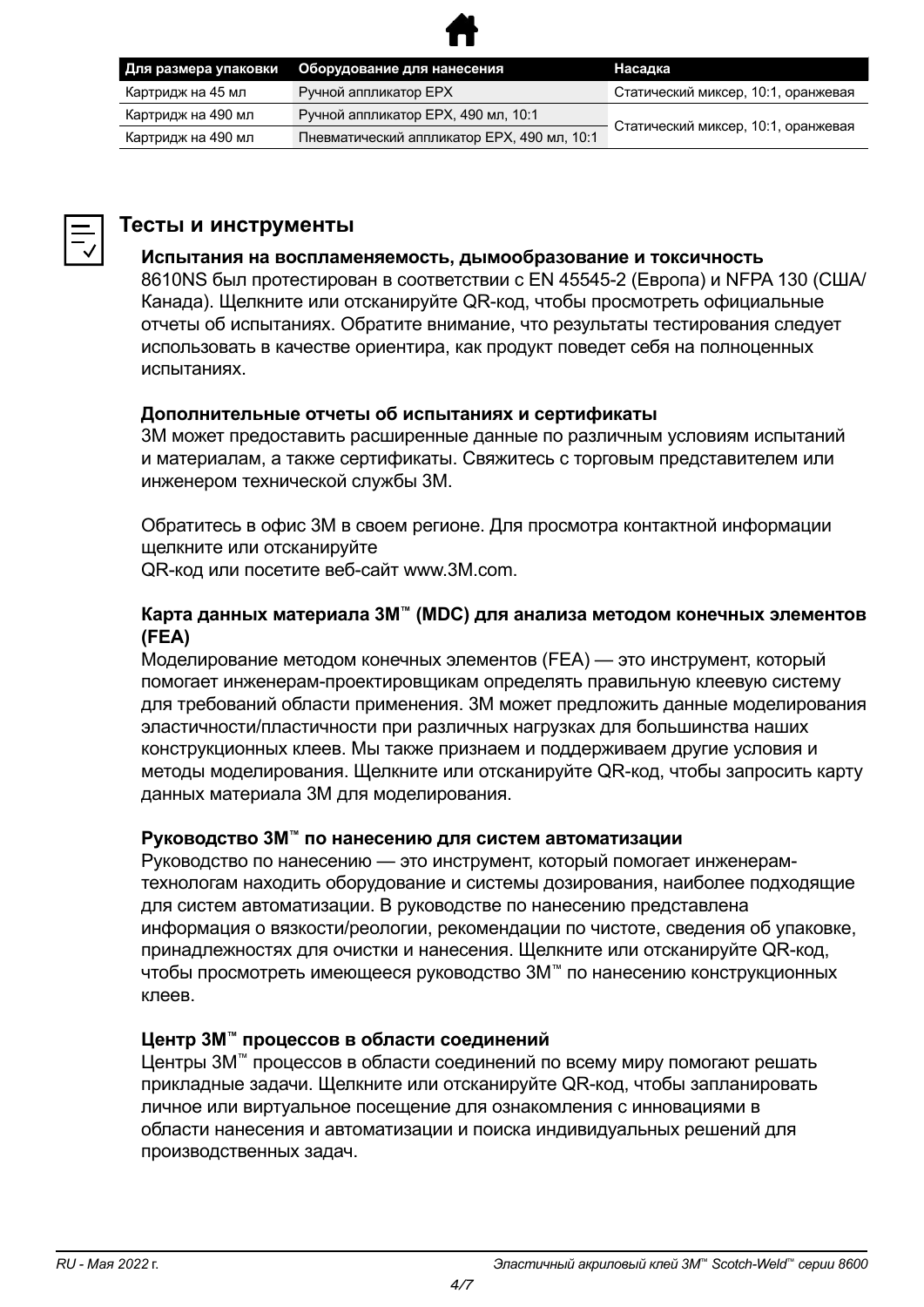| Для размера упаковки | Оборудование для нанесения | Насадка |
|---|---|---|
| Картридж на 45 мл | Ручной аппликатор EPX | Статический миксер, 10:1, оранжевая |
| Картридж на 490 мл | Ручной аппликатор EPX, 490 мл, 10:1 | Статический миксер, 10:1, оранжевая |
| Картридж на 490 мл | Пневматический аппликатор EPX, 490 мл, 10:1 | |

## Тесты и инструменты

**Испытания на воспламеняемость, дымообразование и токсичность**
8610NS был протестирован в соответствии с EN 45545-2 (Европа) и NFPA 130 (США/Канада). Щелкните или отсканируйте QR-код, чтобы просмотреть официальные отчеты об испытаниях. Обратите внимание, что результаты тестирования следует использовать в качестве ориентира, как продукт поведет себя на полноценных испытаниях.

**Дополнительные отчеты об испытаниях и сертификаты**
3M может предоставить расширенные данные по различным условиям испытаний и материалам, а также сертификаты. Свяжитесь с торговым представителем или инженером технической службы 3M.

Обратитесь в офис 3M в своем регионе. Для просмотра контактной информации щелкните или отсканируйте
QR-код или посетите веб-сайт www.3M.com.

**Карта данных материала 3M™ (MDC) для анализа методом конечных элементов (FEA)**
Моделирование методом конечных элементов (FEA) — это инструмент, который помогает инженерам-проектировщикам определять правильную клеевую систему для требований области применения. 3M может предложить данные моделирования эластичности/пластичности при различных нагрузках для большинства наших конструкционных клеев. Мы также признаем и поддерживаем другие условия и методы моделирования. Щелкните или отсканируйте QR-код, чтобы запросить карту данных материала 3M для моделирования.

**Руководство 3M™ по нанесению для систем автоматизации**
Руководство по нанесению — это инструмент, который помогает инженерам-технологам находить оборудование и системы дозирования, наиболее подходящие для систем автоматизации. В руководстве по нанесению представлена информация о вязкости/реологии, рекомендации по чистоте, сведения об упаковке, принадлежностях для очистки и нанесения. Щелкните или отсканируйте QR-код, чтобы просмотреть имеющееся руководство 3M™ по нанесению конструкционных клеев.

**Центр 3M™ процессов в области соединений**
Центры 3M™ процессов в области соединений по всему миру помогают решать прикладные задачи. Щелкните или отсканируйте QR-код, чтобы запланировать личное или виртуальное посещение для ознакомления с инновациями в области нанесения и автоматизации и поиска индивидуальных решений для производственных задач.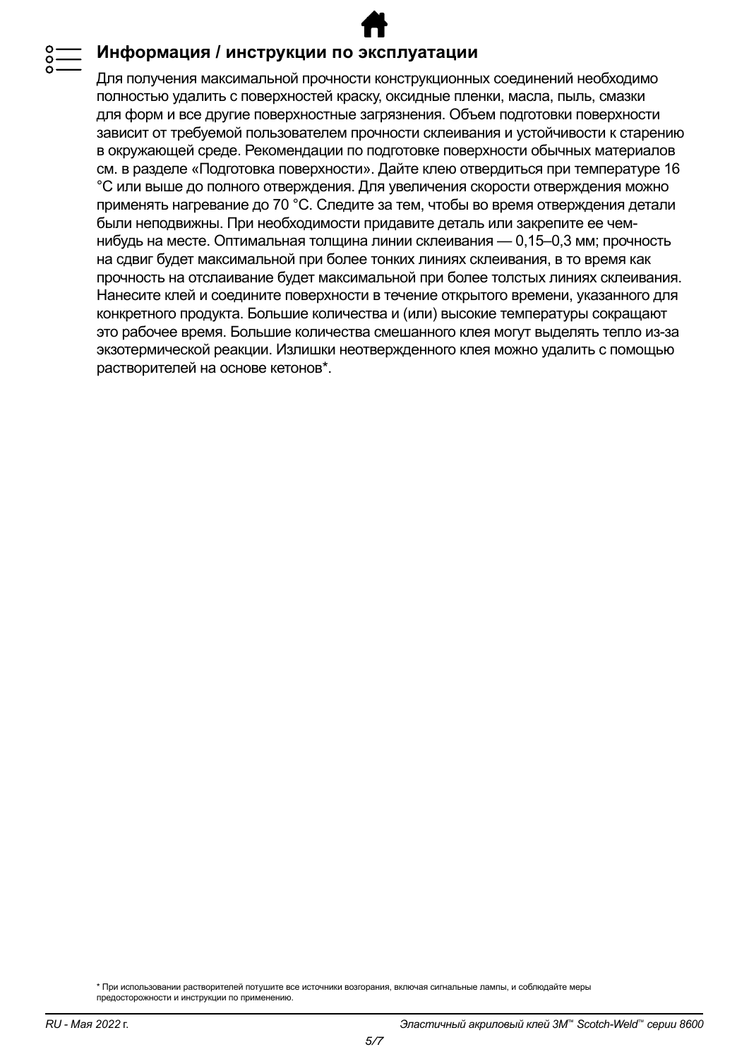## Информация / инструкции по эксплуатации

Для получения максимальной прочности конструкционных соединений необходимо полностью удалить с поверхностей краску, оксидные пленки, масла, пыль, смазки для форм и все другие поверхностные загрязнения. Объем подготовки поверхности зависит от требуемой пользователем прочности склеивания и устойчивости к старению в окружающей среде. Рекомендации по подготовке поверхности обычных материалов см. в разделе «Подготовка поверхности». Дайте клею отвердиться при температуре 16 °C или выше до полного отверждения. Для увеличения скорости отверждения можно применять нагревание до 70 °C. Следите за тем, чтобы во время отверждения детали были неподвижны. При необходимости придавите деталь или закрепите ее чем-нибудь на месте. Оптимальная толщина линии склеивания — 0,15–0,3 мм; прочность на сдвиг будет максимальной при более тонких линиях склеивания, в то время как прочность на отслаивание будет максимальной при более толстых линиях склеивания. Нанесите клей и соедините поверхности в течение открытого времени, указанного для конкретного продукта. Большие количества и (или) высокие температуры сокращают это рабочее время. Большие количества смешанного клея могут выделять тепло из-за экзотермической реакции. Излишки неотвержденного клея можно удалить с помощью растворителей на основе кетонов*.

\* При использовании растворителей потушите все источники возгорания, включая сигнальные лампы, и соблюдайте меры предосторожности и инструкции по применению.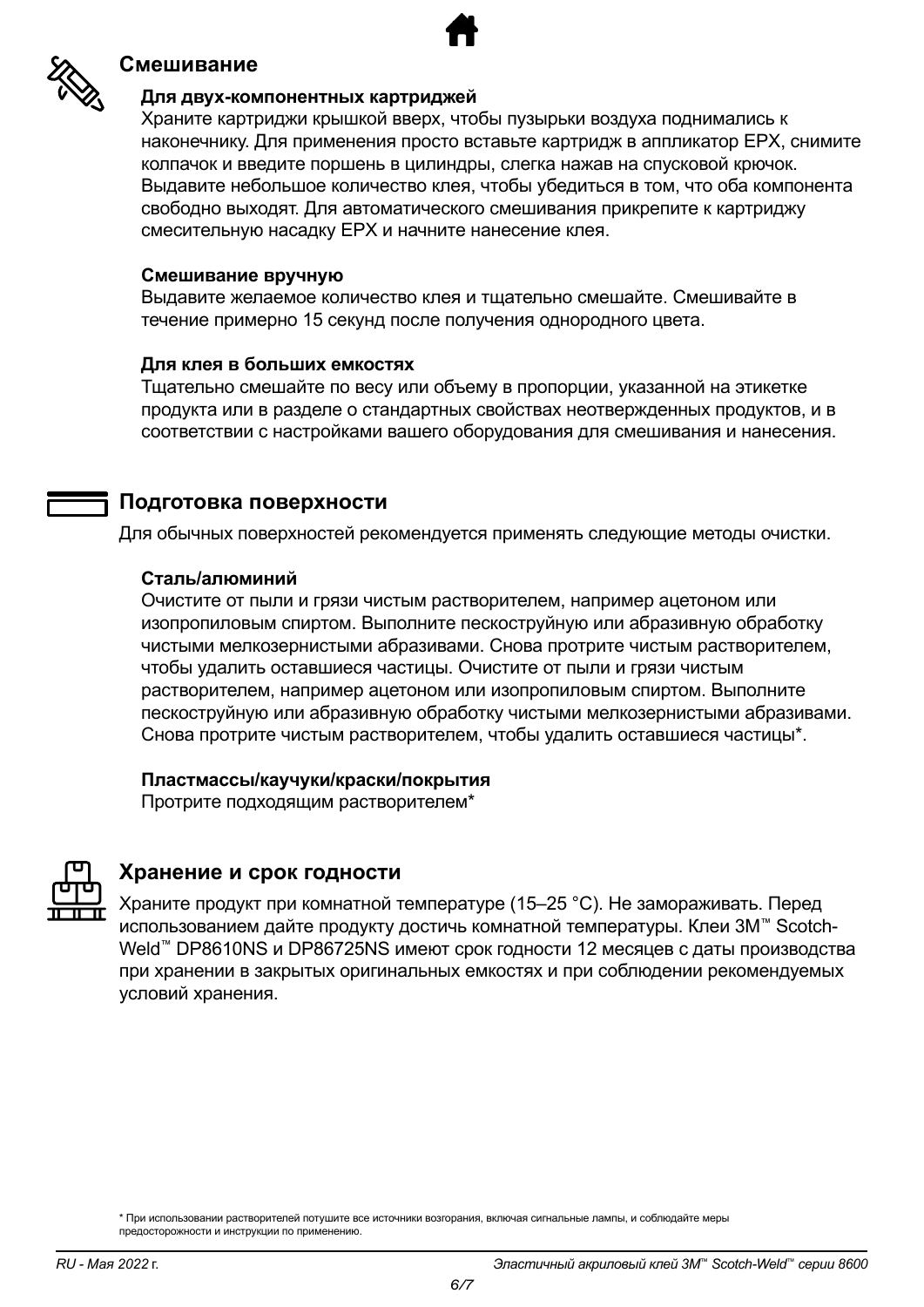## Смешивание

**Для двух-компонентных картриджей**

Храните картриджи крышкой вверх, чтобы пузырьки воздуха поднимались к наконечнику. Для применения просто вставьте картридж в аппликатор EPX, снимите колпачок и введите поршень в цилиндры, слегка нажав на спусковой крючок. Выдавите небольшое количество клея, чтобы убедиться в том, что оба компонента свободно выходят. Для автоматического смешивания прикрепите к картриджу смесительную насадку EPX и начните нанесение клея.

**Смешивание вручную**

Выдавите желаемое количество клея и тщательно смешайте. Смешивайте в течение примерно 15 секунд после получения однородного цвета.

**Для клея в больших емкостях**

Тщательно смешайте по весу или объему в пропорции, указанной на этикетке продукта или в разделе о стандартных свойствах неотвержденных продуктов, и в соответствии с настройками вашего оборудования для смешивания и нанесения.

## Подготовка поверхности

Для обычных поверхностей рекомендуется применять следующие методы очистки.

**Сталь/алюминий**

Очистите от пыли и грязи чистым растворителем, например ацетоном или изопропиловым спиртом. Выполните пескоструйную или абразивную обработку чистыми мелкозернистыми абразивами. Снова протрите чистым растворителем, чтобы удалить оставшиеся частицы. Очистите от пыли и грязи чистым растворителем, например ацетоном или изопропиловым спиртом. Выполните пескоструйную или абразивную обработку чистыми мелкозернистыми абразивами. Снова протрите чистым растворителем, чтобы удалить оставшиеся частицы*.

**Пластмассы/каучуки/краски/покрытия**

Протрите подходящим растворителем*

## Хранение и срок годности

Храните продукт при комнатной температуре (15–25 °C). Не замораживать. Перед использованием дайте продукту достичь комнатной температуры. Клеи 3M™ Scotch-Weld™ DP8610NS и DP86725NS имеют срок годности 12 месяцев с даты производства при хранении в закрытых оригинальных емкостях и при соблюдении рекомендуемых условий хранения.

* При использовании растворителей потушите все источники возгорания, включая сигнальные лампы, и соблюдайте меры предосторожности и инструкции по применению.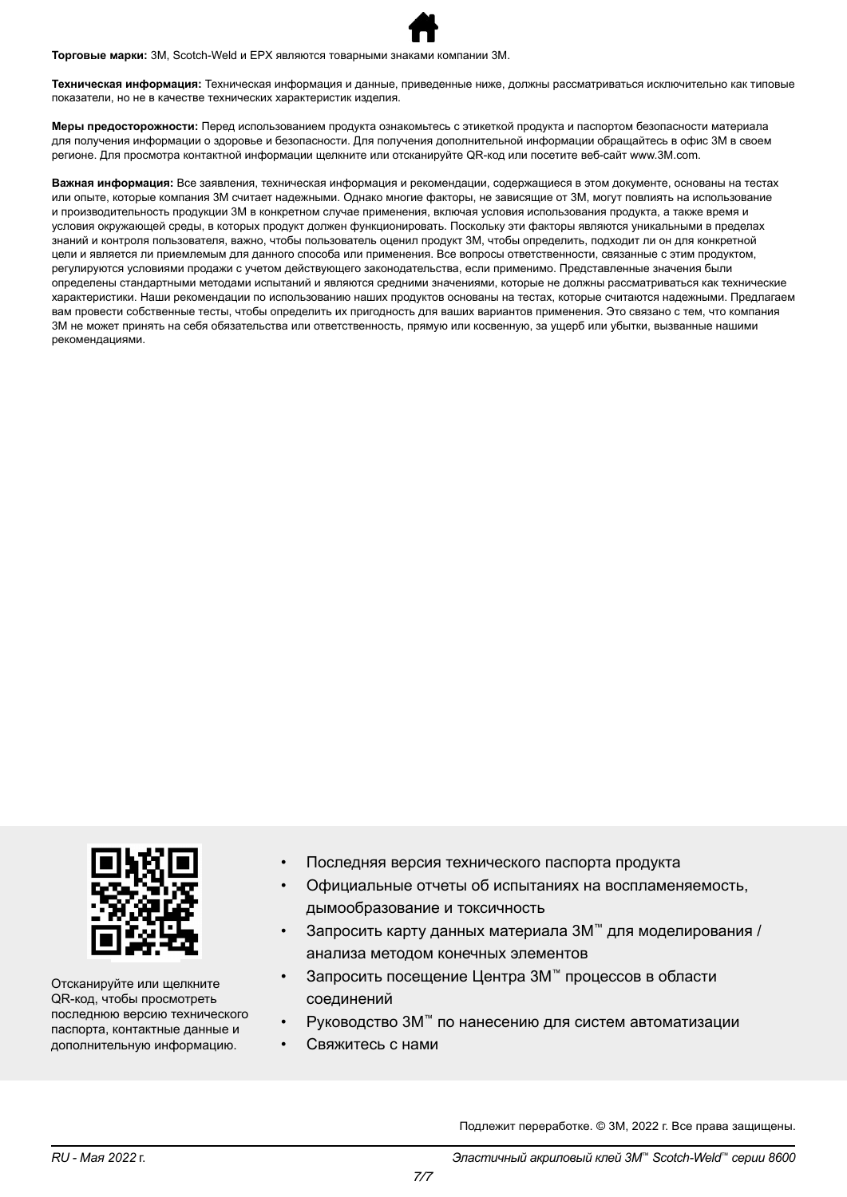**Торговые марки:** 3M, Scotch-Weld и EPX являются товарными знаками компании 3M.

**Техническая информация:** Техническая информация и данные, приведенные ниже, должны рассматриваться исключительно как типовые показатели, но не в качестве технических характеристик изделия.

**Меры предосторожности:** Перед использованием продукта ознакомьтесь с этикеткой продукта и паспортом безопасности материала для получения информации о здоровье и безопасности. Для получения дополнительной информации обращайтесь в офис 3M в своем регионе. Для просмотра контактной информации щелкните или отсканируйте QR-код или посетите веб-сайт www.3M.com.

**Важная информация:** Все заявления, техническая информация и рекомендации, содержащиеся в этом документе, основаны на тестах или опыте, которые компания 3M считает надежными. Однако многие факторы, не зависящие от 3M, могут повлиять на использование и производительность продукции 3M в конкретном случае применения, включая условия использования продукта, а также время и условия окружающей среды, в которых продукт должен функционировать. Поскольку эти факторы являются уникальными в пределах знаний и контроля пользователя, важно, чтобы пользователь оценил продукт 3M, чтобы определить, подходит ли он для конкретной цели и является ли приемлемым для данного способа или применения. Все вопросы ответственности, связанные с этим продуктом, регулируются условиями продажи с учетом действующего законодательства, если применимо. Представленные значения были определены стандартными методами испытаний и являются средними значениями, которые не должны рассматриваться как технические характеристики. Наши рекомендации по использованию наших продуктов основаны на тестах, которые считаются надежными. Предлагаем вам провести собственные тесты, чтобы определить их пригодность для ваших вариантов применения. Это связано с тем, что компания 3M не может принять на себя обязательства или ответственность, прямую или косвенную, за ущерб или убытки, вызванные нашими рекомендациями.

Отсканируйте или щелкните QR-код, чтобы просмотреть последнюю версию технического паспорта, контактные данные и дополнительную информацию.

- Последняя версия технического паспорта продукта
- Официальные отчеты об испытаниях на воспламеняемость, дымообразование и токсичность
- Запросить карту данных материала 3M™ для моделирования / анализа методом конечных элементов
- Запросить посещение Центра 3M™ процессов в области соединений
- Руководство 3M™ по нанесению для систем автоматизации
- Свяжитесь с нами

Подлежит переработке. © 3M, 2022 г. Все права защищены.